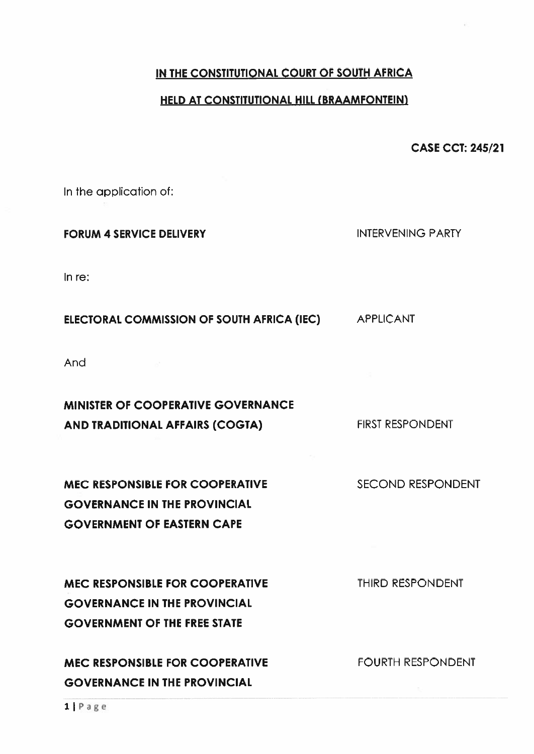**IN THE CONSTITUTIONAL COURT OF SOUTH AFRICA**

**HELD AT CONSTITUTIONAL HILL (BRAAMFONTEIN)**

**CASE CCT: 245/21**

In the application of:

| | |
|---|---|
| **FORUM 4 SERVICE DELIVERY** | INTERVENING PARTY |

In re:

| | |
|---|---|
| **ELECTORAL COMMISSION OF SOUTH AFRICA (IEC)** | APPLICANT |

And

| | |
|---|---|
| **MINISTER OF COOPERATIVE GOVERNANCE AND TRADITIONAL AFFAIRS (COGTA)** | FIRST RESPONDENT |
| **MEC RESPONSIBLE FOR COOPERATIVE GOVERNANCE IN THE PROVINCIAL GOVERNMENT OF EASTERN CAPE** | SECOND RESPONDENT |
| **MEC RESPONSIBLE FOR COOPERATIVE GOVERNANCE IN THE PROVINCIAL GOVERNMENT OF THE FREE STATE** | THIRD RESPONDENT |
| **MEC RESPONSIBLE FOR COOPERATIVE GOVERNANCE IN THE PROVINCIAL** | FOURTH RESPONDENT |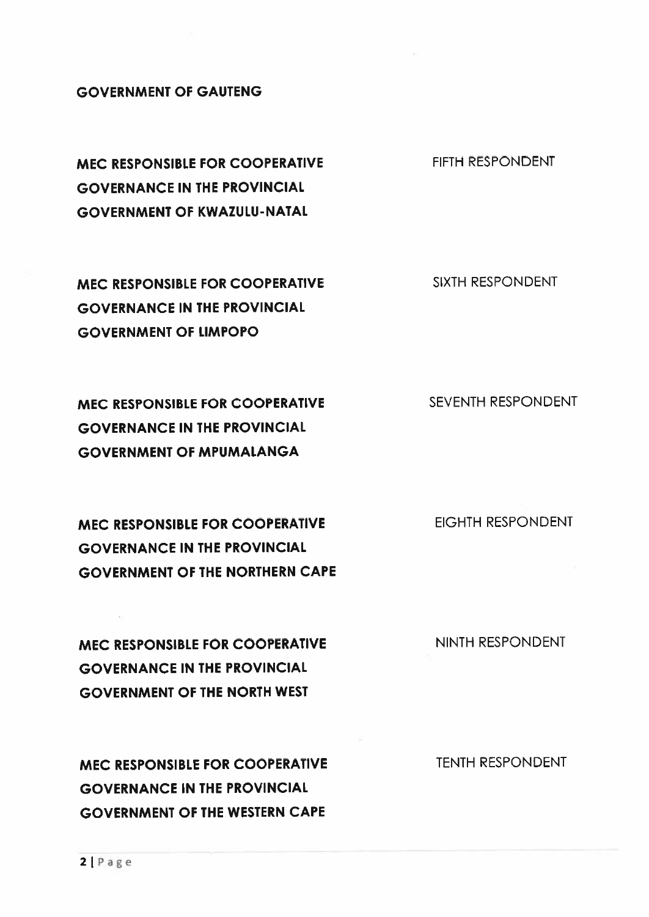**GOVERNMENT OF GAUTENG**

| | |
|---|---|
| **MEC RESPONSIBLE FOR COOPERATIVE GOVERNANCE IN THE PROVINCIAL GOVERNMENT OF KWAZULU-NATAL** | FIFTH RESPONDENT |
| **MEC RESPONSIBLE FOR COOPERATIVE GOVERNANCE IN THE PROVINCIAL GOVERNMENT OF LIMPOPO** | SIXTH RESPONDENT |
| **MEC RESPONSIBLE FOR COOPERATIVE GOVERNANCE IN THE PROVINCIAL GOVERNMENT OF MPUMALANGA** | SEVENTH RESPONDENT |
| **MEC RESPONSIBLE FOR COOPERATIVE GOVERNANCE IN THE PROVINCIAL GOVERNMENT OF THE NORTHERN CAPE** | EIGHTH RESPONDENT |
| **MEC RESPONSIBLE FOR COOPERATIVE GOVERNANCE IN THE PROVINCIAL GOVERNMENT OF THE NORTH WEST** | NINTH RESPONDENT |
| **MEC RESPONSIBLE FOR COOPERATIVE GOVERNANCE IN THE PROVINCIAL GOVERNMENT OF THE WESTERN CAPE** | TENTH RESPONDENT |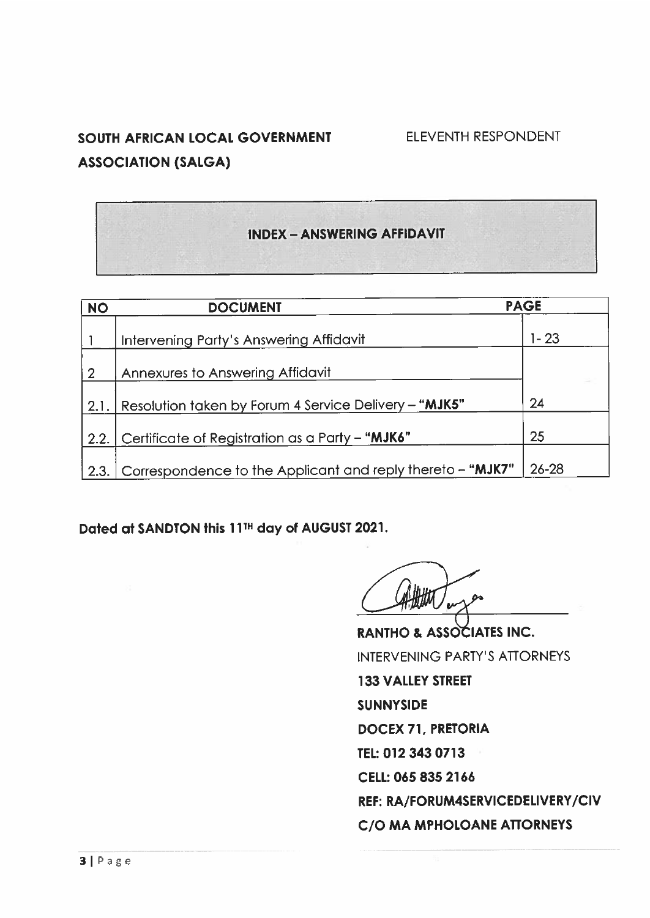**SOUTH AFRICAN LOCAL GOVERNMENT ASSOCIATION (SALGA)** ELEVENTH RESPONDENT

## INDEX – ANSWERING AFFIDAVIT

| NO | DOCUMENT | PAGE |
|---|---|---|
| 1 | Intervening Party's Answering Affidavit | 1- 23 |
| 2 | Annexures to Answering Affidavit | |
| 2.1. | Resolution taken by Forum 4 Service Delivery – **"MJK5"** | 24 |
| 2.2. | Certificate of Registration as a Party – **"MJK6"** | 25 |
| 2.3. | Correspondence to the Applicant and reply thereto – **"MJK7"** | 26-28 |

**Dated at SANDTON this 11TH day of AUGUST 2021.**

**RANTHO & ASSOCIATES INC.**
INTERVENING PARTY'S ATTORNEYS
**133 VALLEY STREET**
**SUNNYSIDE**
**DOCEX 71, PRETORIA**
**TEL: 012 343 0713**
**CELL: 065 835 2166**
**REF: RA/FORUM4SERVICEDELIVERY/CIV**
**C/O MA MPHOLOANE ATTORNEYS**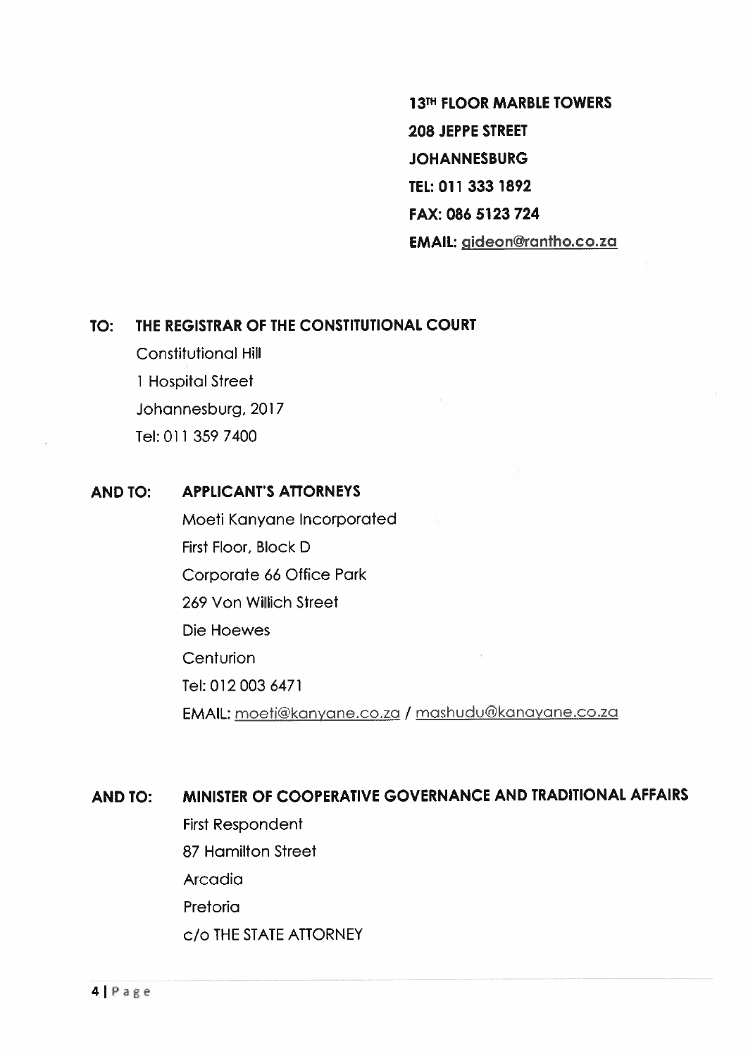**13TH FLOOR MARBLE TOWERS**
**208 JEPPE STREET**
**JOHANNESBURG**
**TEL: 011 333 1892**
**FAX: 086 5123 724**
**EMAIL: gideon@rantho.co.za**

**TO: THE REGISTRAR OF THE CONSTITUTIONAL COURT**

Constitutional Hill
1 Hospital Street
Johannesburg, 2017
Tel: 011 359 7400

**AND TO: APPLICANT'S ATTORNEYS**

Moeti Kanyane Incorporated
First Floor, Block D
Corporate 66 Office Park
269 Von Willich Street
Die Hoewes
Centurion
Tel: 012 003 6471
EMAIL: moeti@kanyane.co.za / mashudu@kanayane.co.za

**AND TO: MINISTER OF COOPERATIVE GOVERNANCE AND TRADITIONAL AFFAIRS**

First Respondent
87 Hamilton Street
Arcadia
Pretoria
c/o THE STATE ATTORNEY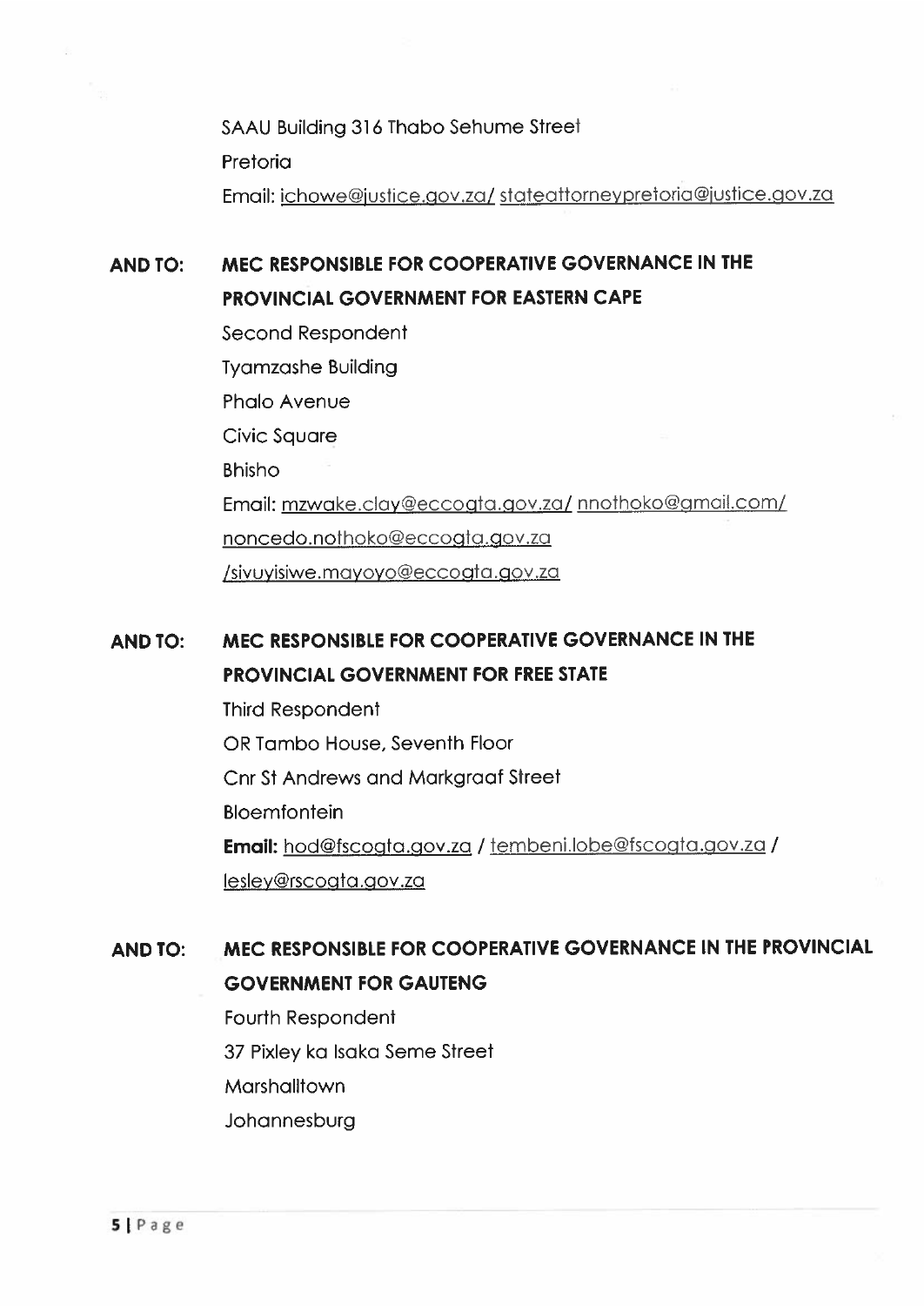SAAU Building 316 Thabo Sehume Street

Pretoria

Email: ichowe@justice.gov.za/ stateattorneypretoria@justice.gov.za

**AND TO: MEC RESPONSIBLE FOR COOPERATIVE GOVERNANCE IN THE PROVINCIAL GOVERNMENT FOR EASTERN CAPE**

Second Respondent

Tyamzashe Building

Phalo Avenue

Civic Square

Bhisho

Email: mzwake.clay@eccogta.gov.za/ nnothoko@gmail.com/ noncedo.nothoko@eccogta.gov.za /sivuyisiwe.mayoyo@eccogta.gov.za

**AND TO: MEC RESPONSIBLE FOR COOPERATIVE GOVERNANCE IN THE PROVINCIAL GOVERNMENT FOR FREE STATE**

Third Respondent

OR Tambo House, Seventh Floor

Cnr St Andrews and Markgraaf Street

Bloemfontein

**Email:** hod@fscogta.gov.za / tembeni.lobe@fscogta.gov.za / lesley@rscogta.gov.za

**AND TO: MEC RESPONSIBLE FOR COOPERATIVE GOVERNANCE IN THE PROVINCIAL GOVERNMENT FOR GAUTENG**

Fourth Respondent

37 Pixley ka Isaka Seme Street

Marshalltown

Johannesburg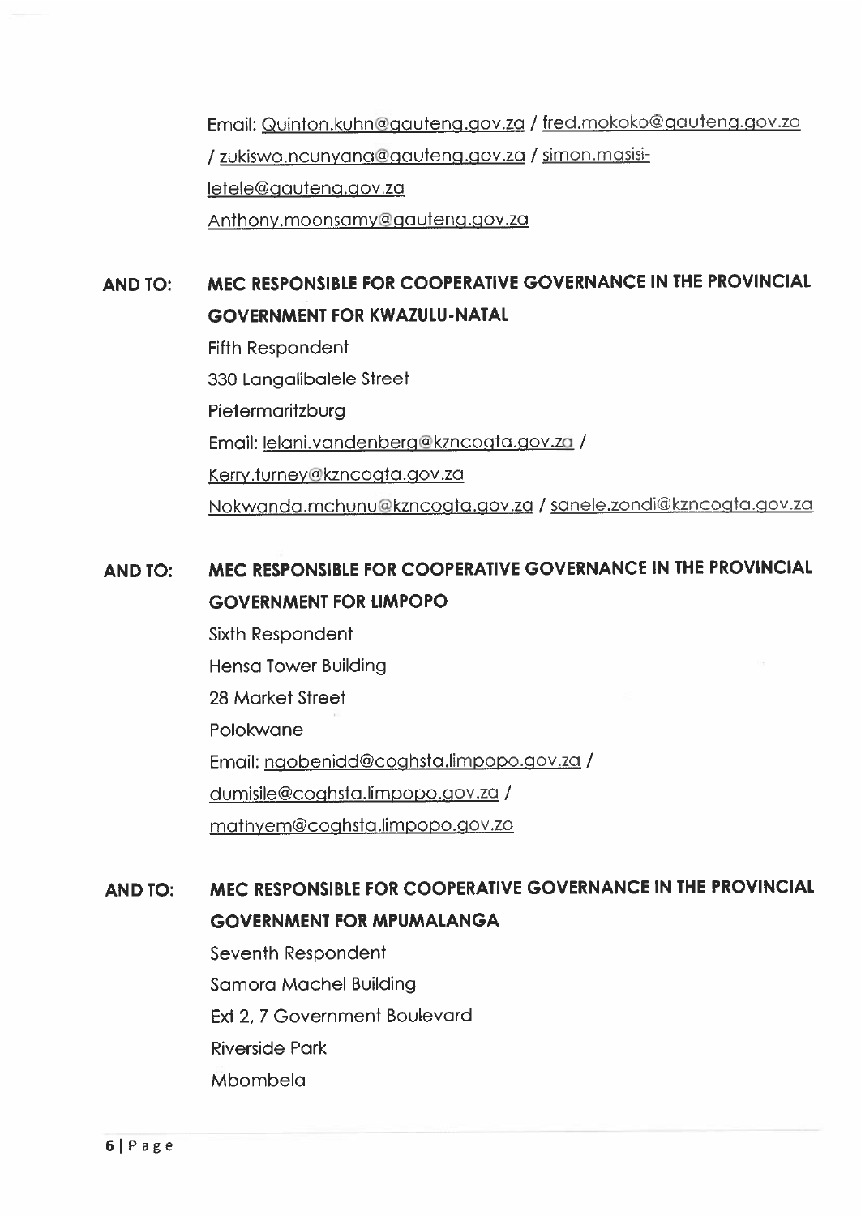Email: Quinton.kuhn@gauteng.gov.za / fred.mokoko@gauteng.gov.za / zukiswa.ncunyana@gauteng.gov.za / simon.masisi-letele@gauteng.gov.za
Anthony.moonsamy@gauteng.gov.za

**AND TO: MEC RESPONSIBLE FOR COOPERATIVE GOVERNANCE IN THE PROVINCIAL GOVERNMENT FOR KWAZULU-NATAL**

Fifth Respondent
330 Langalibalele Street
Pietermaritzburg
Email: lelani.vandenberg@kzncogta.gov.za /
Kerry.turney@kzncogta.gov.za
Nokwanda.mchunu@kzncogta.gov.za / sanele.zondi@kzncogta.gov.za

**AND TO: MEC RESPONSIBLE FOR COOPERATIVE GOVERNANCE IN THE PROVINCIAL GOVERNMENT FOR LIMPOPO**

Sixth Respondent
Hensa Tower Building
28 Market Street
Polokwane
Email: ngobenidd@coghsta.limpopo.gov.za /
dumisile@coghsta.limpopo.gov.za /
mathyem@coghsta.limpopo.gov.za

**AND TO: MEC RESPONSIBLE FOR COOPERATIVE GOVERNANCE IN THE PROVINCIAL GOVERNMENT FOR MPUMALANGA**

Seventh Respondent
Samora Machel Building
Ext 2, 7 Government Boulevard
Riverside Park
Mbombela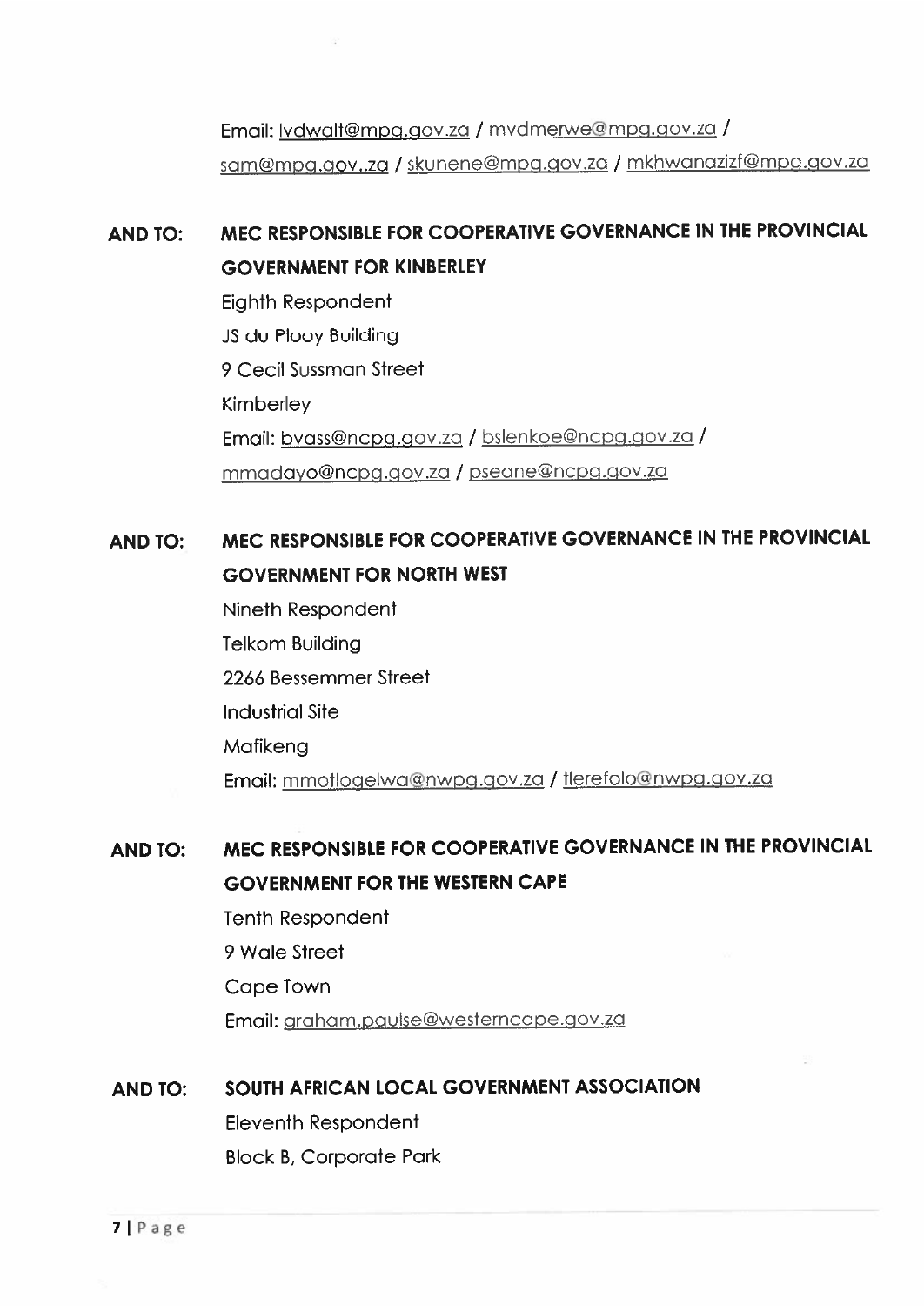Email: lvdwalt@mpg.gov.za / mvdmerwe@mpg.gov.za / sam@mpg.gov..za / skunene@mpg.gov.za / mkhwanazizf@mpg.gov.za

**AND TO: MEC RESPONSIBLE FOR COOPERATIVE GOVERNANCE IN THE PROVINCIAL GOVERNMENT FOR KINBERLEY**

Eighth Respondent
JS du Plooy Building
9 Cecil Sussman Street
Kimberley
Email: byass@ncpg.gov.za / bslenkoe@ncpg.gov.za / mmadayo@ncpg.gov.za / pseane@ncpg.gov.za

**AND TO: MEC RESPONSIBLE FOR COOPERATIVE GOVERNANCE IN THE PROVINCIAL GOVERNMENT FOR NORTH WEST**

Nineth Respondent
Telkom Building
2266 Bessemmer Street
Industrial Site
Mafikeng
Email: mmotlogelwa@nwpg.gov.za / tlerefolo@nwpg.gov.za

**AND TO: MEC RESPONSIBLE FOR COOPERATIVE GOVERNANCE IN THE PROVINCIAL GOVERNMENT FOR THE WESTERN CAPE**

Tenth Respondent
9 Wale Street
Cape Town
Email: graham.paulse@westerncape.gov.za

**AND TO: SOUTH AFRICAN LOCAL GOVERNMENT ASSOCIATION**

Eleventh Respondent
Block B, Corporate Park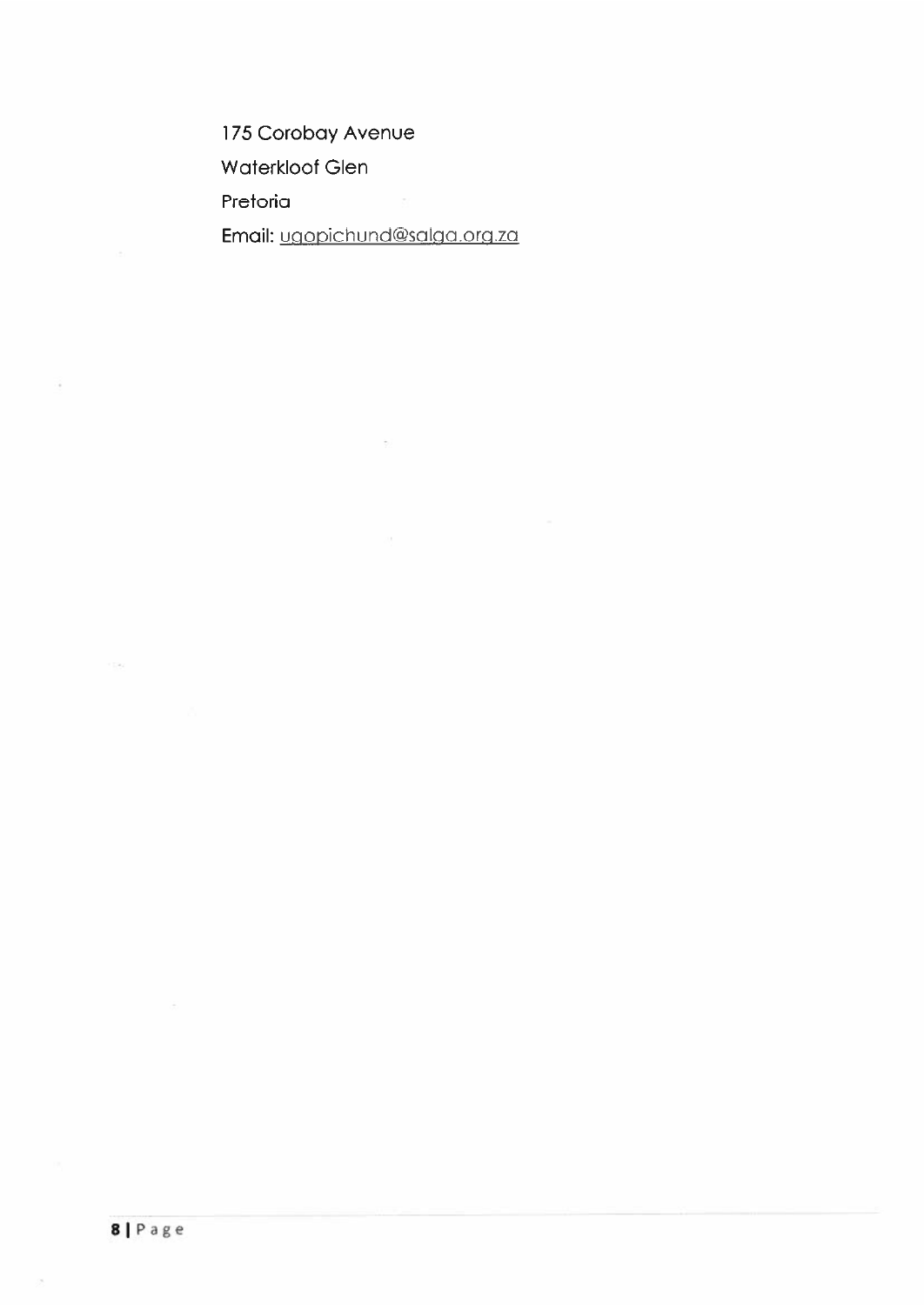175 Corobay Avenue

Waterkloof Glen

Pretoria

Email: ugopichund@salga.org.za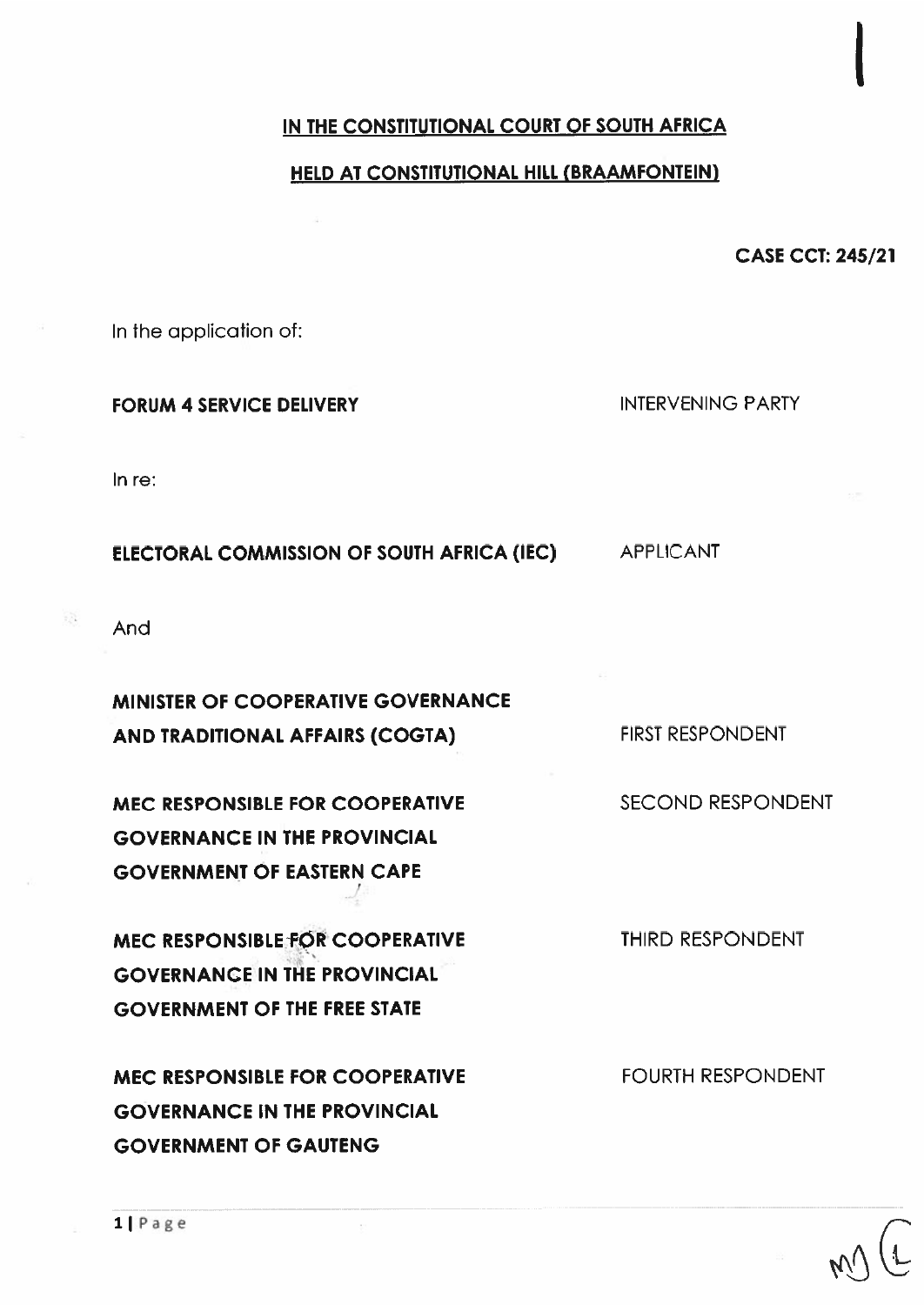**IN THE CONSTITUTIONAL COURT OF SOUTH AFRICA**

**HELD AT CONSTITUTIONAL HILL (BRAAMFONTEIN)**

**CASE CCT: 245/21**

In the application of:

| | |
|---|---|
| **FORUM 4 SERVICE DELIVERY** | INTERVENING PARTY |

In re:

| | |
|---|---|
| **ELECTORAL COMMISSION OF SOUTH AFRICA (IEC)** | APPLICANT |

And

| | |
|---|---|
| **MINISTER OF COOPERATIVE GOVERNANCE AND TRADITIONAL AFFAIRS (COGTA)** | FIRST RESPONDENT |
| **MEC RESPONSIBLE FOR COOPERATIVE GOVERNANCE IN THE PROVINCIAL GOVERNMENT OF EASTERN CAPE** | SECOND RESPONDENT |
| **MEC RESPONSIBLE FOR COOPERATIVE GOVERNANCE IN THE PROVINCIAL GOVERNMENT OF THE FREE STATE** | THIRD RESPONDENT |
| **MEC RESPONSIBLE FOR COOPERATIVE GOVERNANCE IN THE PROVINCIAL GOVERNMENT OF GAUTENG** | FOURTH RESPONDENT |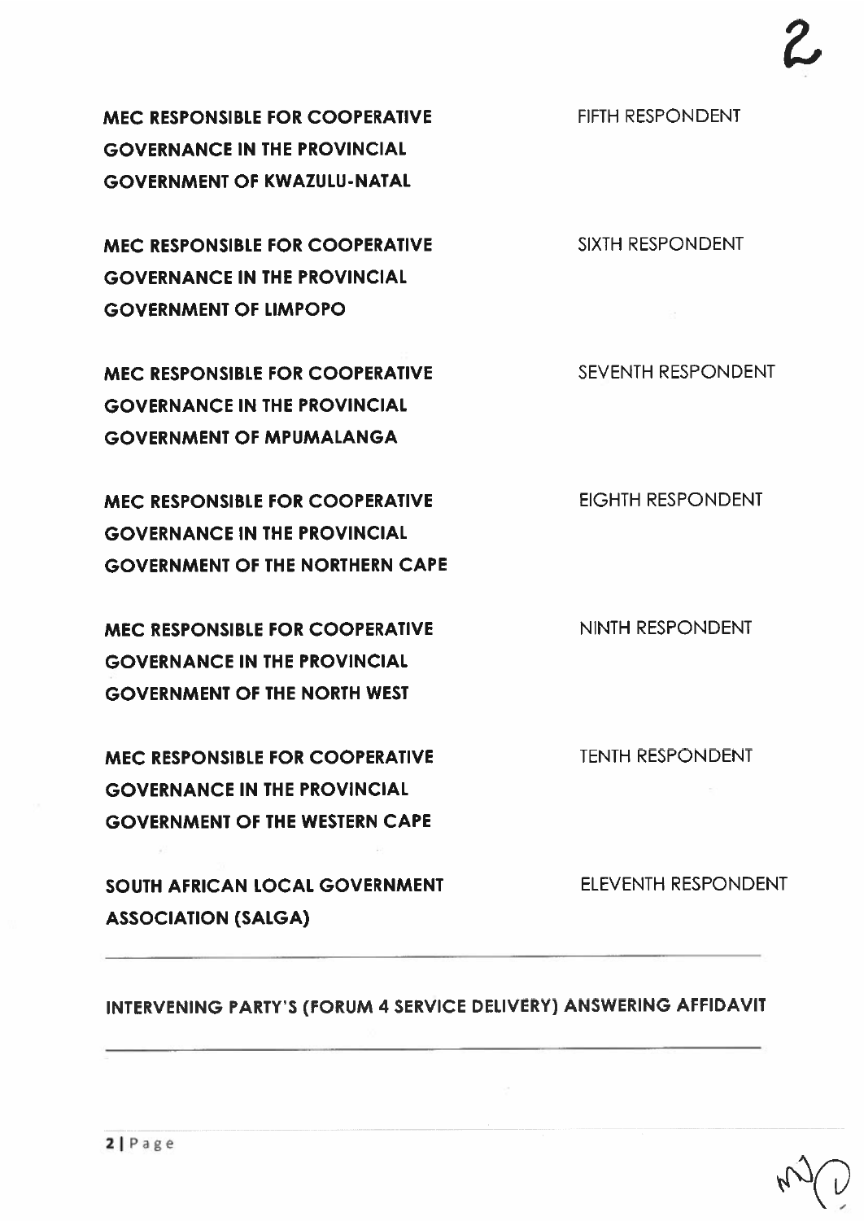| | |
|---|---|
| **MEC RESPONSIBLE FOR COOPERATIVE GOVERNANCE IN THE PROVINCIAL GOVERNMENT OF KWAZULU-NATAL** | FIFTH RESPONDENT |
| **MEC RESPONSIBLE FOR COOPERATIVE GOVERNANCE IN THE PROVINCIAL GOVERNMENT OF LIMPOPO** | SIXTH RESPONDENT |
| **MEC RESPONSIBLE FOR COOPERATIVE GOVERNANCE IN THE PROVINCIAL GOVERNMENT OF MPUMALANGA** | SEVENTH RESPONDENT |
| **MEC RESPONSIBLE FOR COOPERATIVE GOVERNANCE IN THE PROVINCIAL GOVERNMENT OF THE NORTHERN CAPE** | EIGHTH RESPONDENT |
| **MEC RESPONSIBLE FOR COOPERATIVE GOVERNANCE IN THE PROVINCIAL GOVERNMENT OF THE NORTH WEST** | NINTH RESPONDENT |
| **MEC RESPONSIBLE FOR COOPERATIVE GOVERNANCE IN THE PROVINCIAL GOVERNMENT OF THE WESTERN CAPE** | TENTH RESPONDENT |
| **SOUTH AFRICAN LOCAL GOVERNMENT ASSOCIATION (SALGA)** | ELEVENTH RESPONDENT |

---

**INTERVENING PARTY'S (FORUM 4 SERVICE DELIVERY) ANSWERING AFFIDAVIT**

---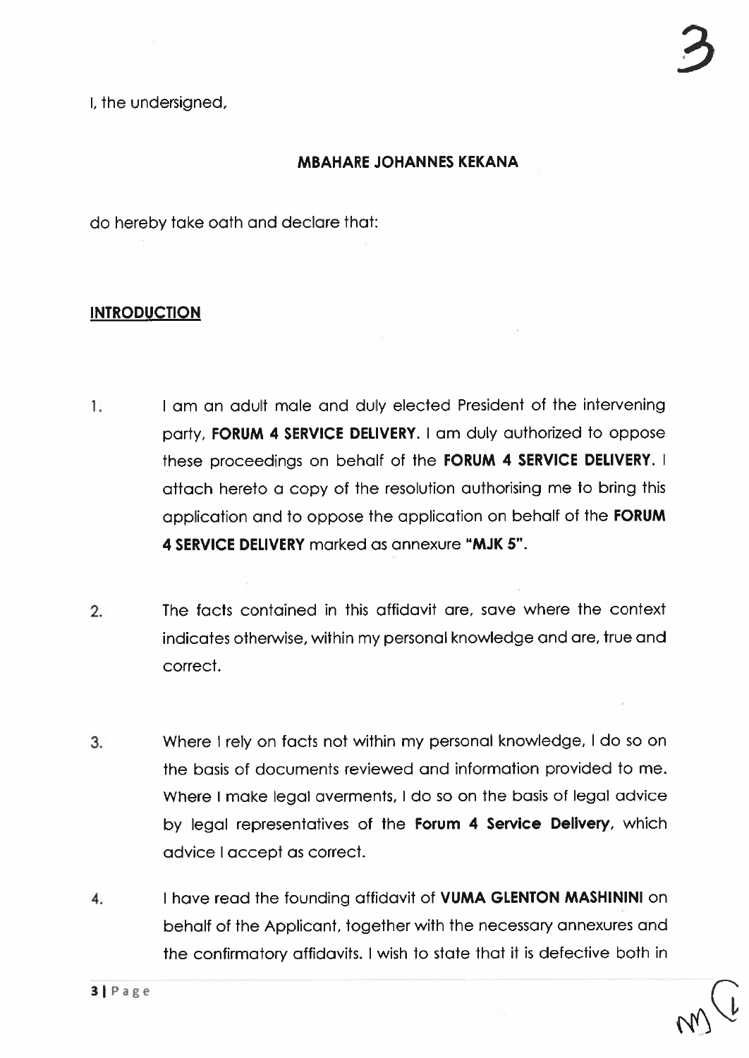I, the undersigned,

**MBAHARE JOHANNES KEKANA**

do hereby take oath and declare that:

**INTRODUCTION**

1. I am an adult male and duly elected President of the intervening party, **FORUM 4 SERVICE DELIVERY**. I am duly authorized to oppose these proceedings on behalf of the **FORUM 4 SERVICE DELIVERY**. I attach hereto a copy of the resolution authorising me to bring this application and to oppose the application on behalf of the **FORUM 4 SERVICE DELIVERY** marked as annexure **"MJK 5"**.

2. The facts contained in this affidavit are, save where the context indicates otherwise, within my personal knowledge and are, true and correct.

3. Where I rely on facts not within my personal knowledge, I do so on the basis of documents reviewed and information provided to me. Where I make legal averments, I do so on the basis of legal advice by legal representatives of the **Forum 4 Service Delivery**, which advice I accept as correct.

4. I have read the founding affidavit of **VUMA GLENTON MASHININI** on behalf of the Applicant, together with the necessary annexures and the confirmatory affidavits. I wish to state that it is defective both in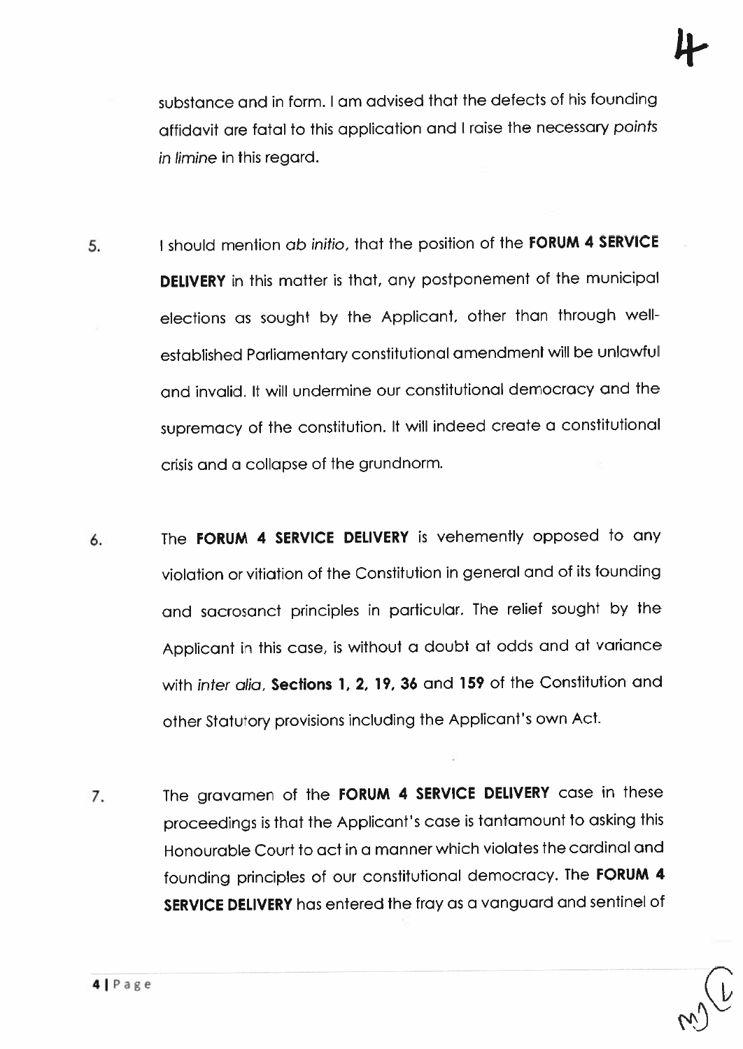substance and in form. I am advised that the defects of his founding affidavit are fatal to this application and I raise the necessary *points in limine* in this regard.

5. I should mention *ab initio*, that the position of the **FORUM 4 SERVICE DELIVERY** in this matter is that, any postponement of the municipal elections as sought by the Applicant, other than through well-established Parliamentary constitutional amendment will be unlawful and invalid. It will undermine our constitutional democracy and the supremacy of the constitution. It will indeed create a constitutional crisis and a collapse of the grundnorm.

6. The **FORUM 4 SERVICE DELIVERY** is vehemently opposed to any violation or vitiation of the Constitution in general and of its founding and sacrosanct principles in particular. The relief sought by the Applicant in this case, is without a doubt at odds and at variance with *inter alia*, **Sections 1, 2, 19, 36** and **159** of the Constitution and other Statutory provisions including the Applicant's own Act.

7. The gravamen of the **FORUM 4 SERVICE DELIVERY** case in these proceedings is that the Applicant's case is tantamount to asking this Honourable Court to act in a manner which violates the cardinal and founding principles of our constitutional democracy. The **FORUM 4 SERVICE DELIVERY** has entered the fray as a vanguard and sentinel of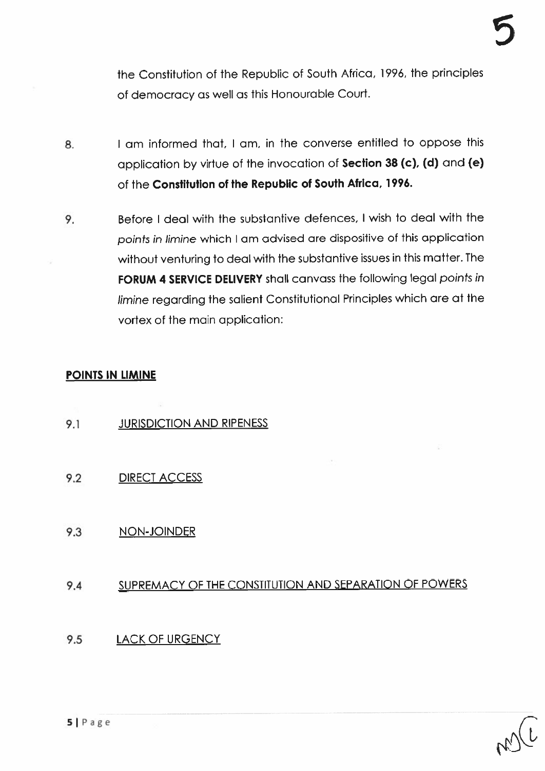the Constitution of the Republic of South Africa, 1996, the principles of democracy as well as this Honourable Court.

8. I am informed that, I am, in the converse entitled to oppose this application by virtue of the invocation of **Section 38 (c), (d)** and **(e)** of the **Constitution of the Republic of South Africa, 1996.**

9. Before I deal with the substantive defences, I wish to deal with the *points in limine* which I am advised are dispositive of this application without venturing to deal with the substantive issues in this matter. The **FORUM 4 SERVICE DELIVERY** shall canvass the following legal *points in limine* regarding the salient Constitutional Principles which are at the vortex of the main application:

**POINTS IN LIMINE**

9.1 JURISDICTION AND RIPENESS

9.2 DIRECT ACCESS

9.3 NON-JOINDER

9.4 SUPREMACY OF THE CONSTITUTION AND SEPARATION OF POWERS

9.5 LACK OF URGENCY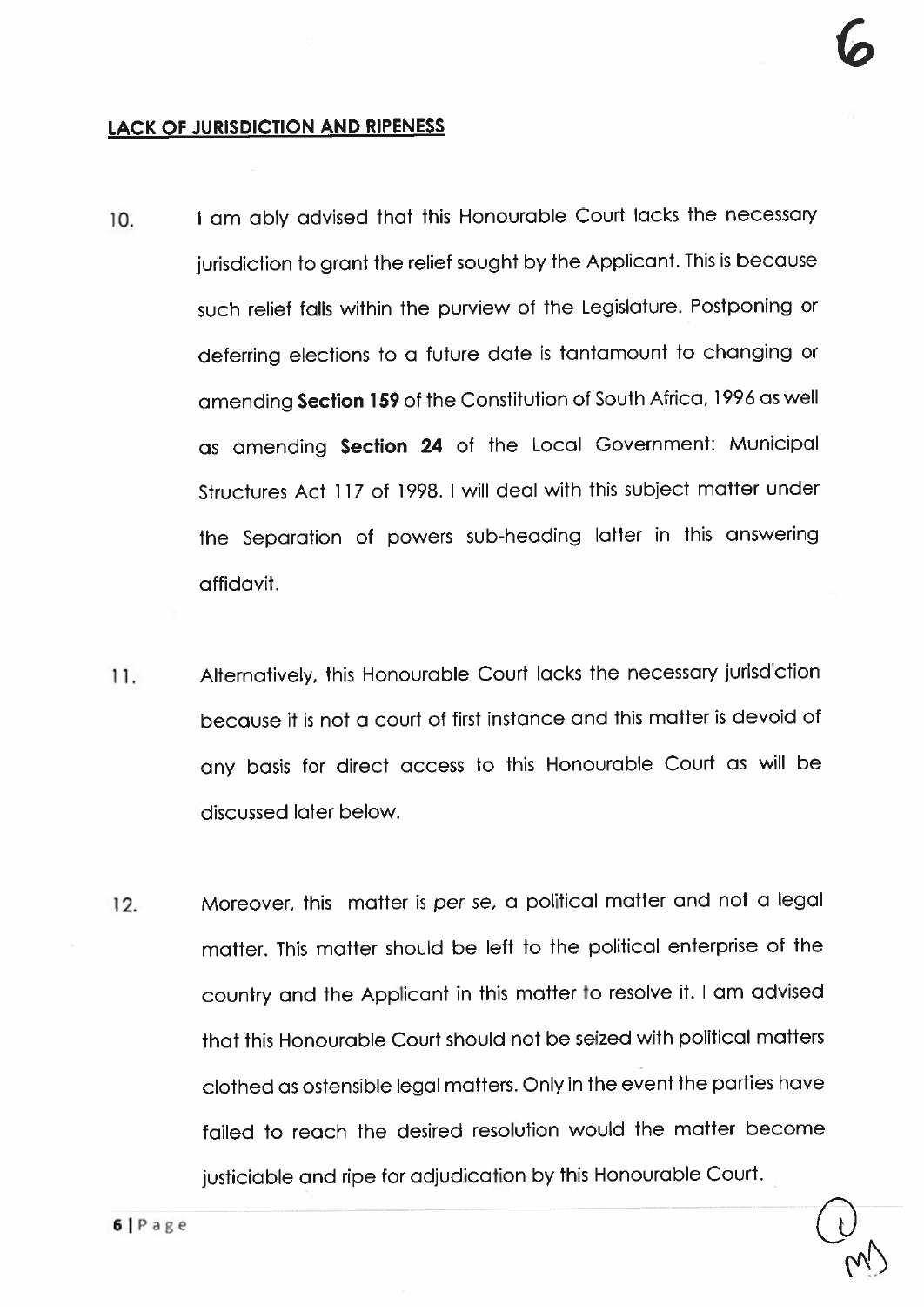**<u>LACK OF JURISDICTION AND RIPENESS</u>**

10. I am ably advised that this Honourable Court lacks the necessary jurisdiction to grant the relief sought by the Applicant. This is because such relief falls within the purview of the Legislature. Postponing or deferring elections to a future date is tantamount to changing or amending **Section 159** of the Constitution of South Africa, 1996 as well as amending **Section 24** of the Local Government: Municipal Structures Act 117 of 1998. I will deal with this subject matter under the Separation of powers sub-heading latter in this answering affidavit.

11. Alternatively, this Honourable Court lacks the necessary jurisdiction because it is not a court of first instance and this matter is devoid of any basis for direct access to this Honourable Court as will be discussed later below.

12. Moreover, this matter is *per se*, a political matter and not a legal matter. This matter should be left to the political enterprise of the country and the Applicant in this matter to resolve it. I am advised that this Honourable Court should not be seized with political matters clothed as ostensible legal matters. Only in the event the parties have failed to reach the desired resolution would the matter become justiciable and ripe for adjudication by this Honourable Court.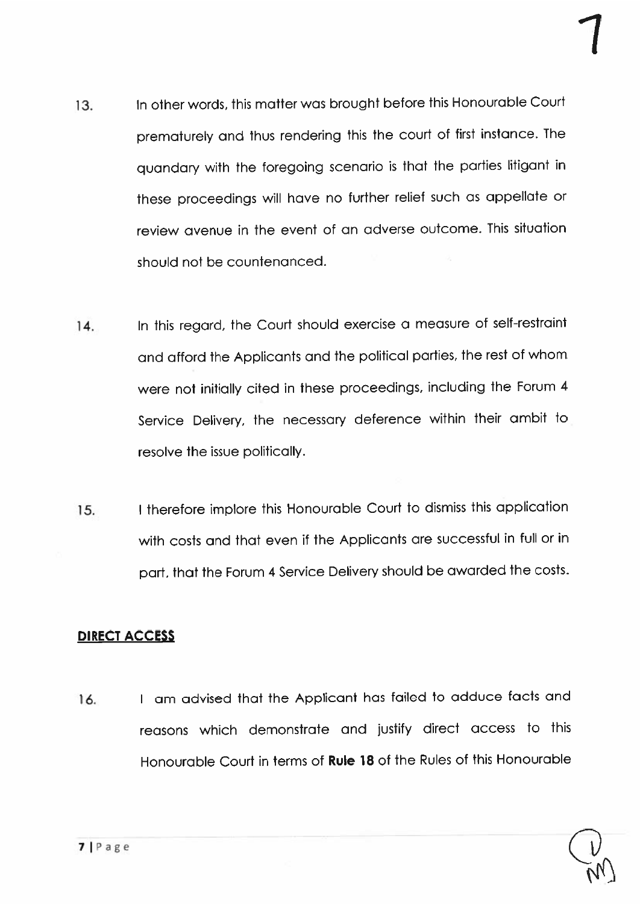13. In other words, this matter was brought before this Honourable Court prematurely and thus rendering this the court of first instance. The quandary with the foregoing scenario is that the parties litigant in these proceedings will have no further relief such as appellate or review avenue in the event of an adverse outcome. This situation should not be countenanced.

14. In this regard, the Court should exercise a measure of self-restraint and afford the Applicants and the political parties, the rest of whom were not initially cited in these proceedings, including the Forum 4 Service Delivery, the necessary deference within their ambit to resolve the issue politically.

15. I therefore implore this Honourable Court to dismiss this application with costs and that even if the Applicants are successful in full or in part, that the Forum 4 Service Delivery should be awarded the costs.

## DIRECT ACCESS

16. I am advised that the Applicant has failed to adduce facts and reasons which demonstrate and justify direct access to this Honourable Court in terms of **Rule 18** of the Rules of this Honourable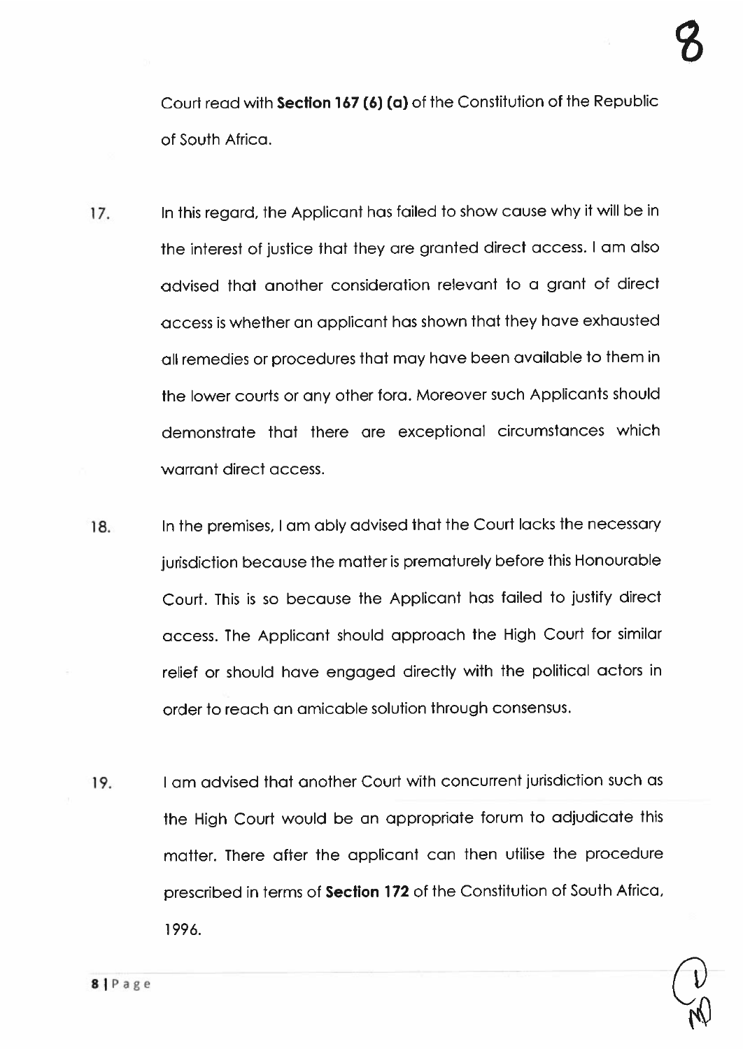Court read with **Section 167 (6) (a)** of the Constitution of the Republic of South Africa.

17. In this regard, the Applicant has failed to show cause why it will be in the interest of justice that they are granted direct access. I am also advised that another consideration relevant to a grant of direct access is whether an applicant has shown that they have exhausted all remedies or procedures that may have been available to them in the lower courts or any other fora. Moreover such Applicants should demonstrate that there are exceptional circumstances which warrant direct access.

18. In the premises, I am ably advised that the Court lacks the necessary jurisdiction because the matter is prematurely before this Honourable Court. This is so because the Applicant has failed to justify direct access. The Applicant should approach the High Court for similar relief or should have engaged directly with the political actors in order to reach an amicable solution through consensus.

19. I am advised that another Court with concurrent jurisdiction such as the High Court would be an appropriate forum to adjudicate this matter. There after the applicant can then utilise the procedure prescribed in terms of **Section 172** of the Constitution of South Africa, 1996.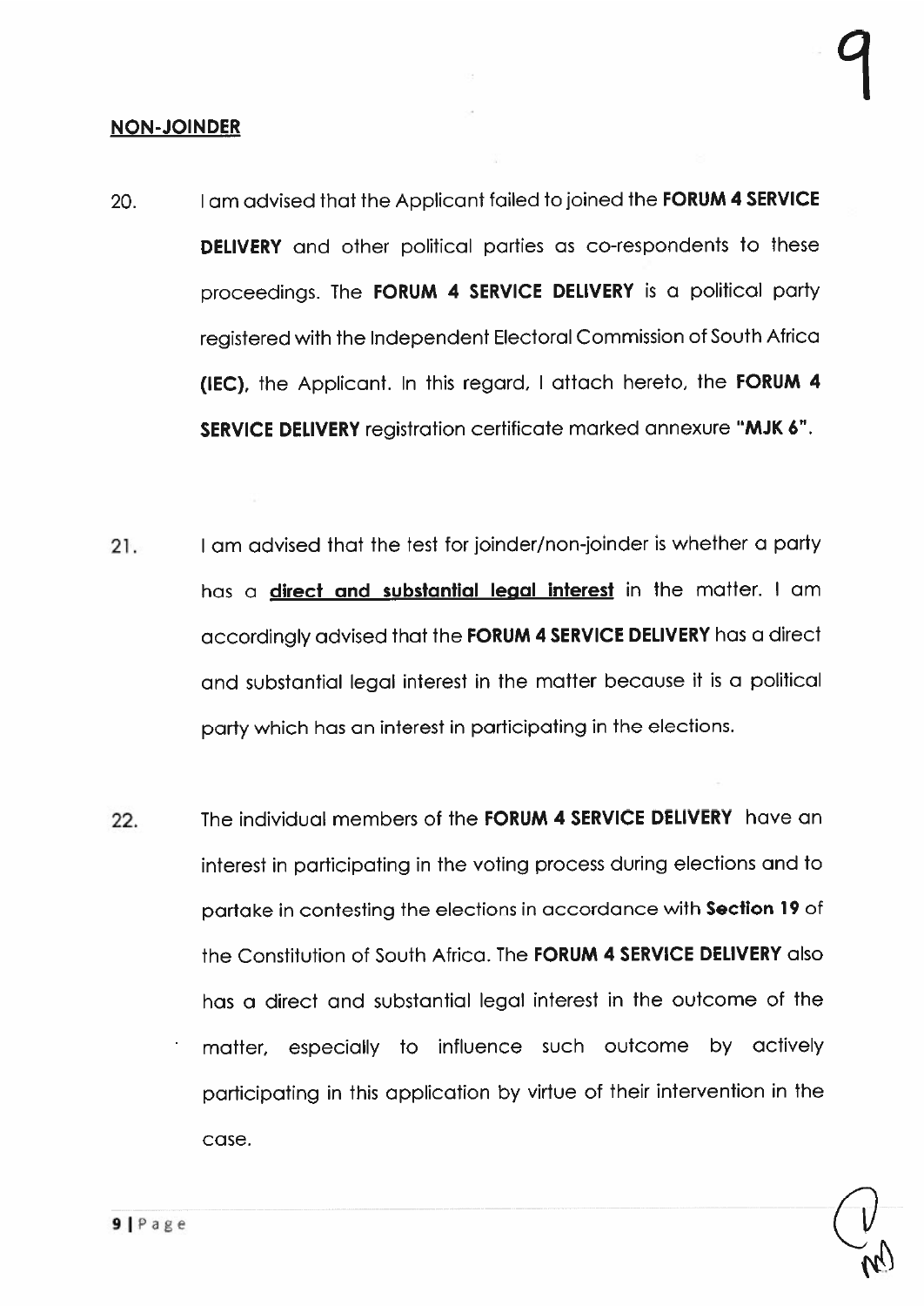**NON-JOINDER**

20. I am advised that the Applicant failed to joined the **FORUM 4 SERVICE DELIVERY** and other political parties as co-respondents to these proceedings. The **FORUM 4 SERVICE DELIVERY** is a political party registered with the Independent Electoral Commission of South Africa **(IEC)**, the Applicant. In this regard, I attach hereto, the **FORUM 4 SERVICE DELIVERY** registration certificate marked annexure **"MJK 6"**.

21. I am advised that the test for joinder/non-joinder is whether a party has a **direct and substantial legal interest** in the matter. I am accordingly advised that the **FORUM 4 SERVICE DELIVERY** has a direct and substantial legal interest in the matter because it is a political party which has an interest in participating in the elections.

22. The individual members of the **FORUM 4 SERVICE DELIVERY** have an interest in participating in the voting process during elections and to partake in contesting the elections in accordance with **Section 19** of the Constitution of South Africa. The **FORUM 4 SERVICE DELIVERY** also has a direct and substantial legal interest in the outcome of the matter, especially to influence such outcome by actively participating in this application by virtue of their intervention in the case.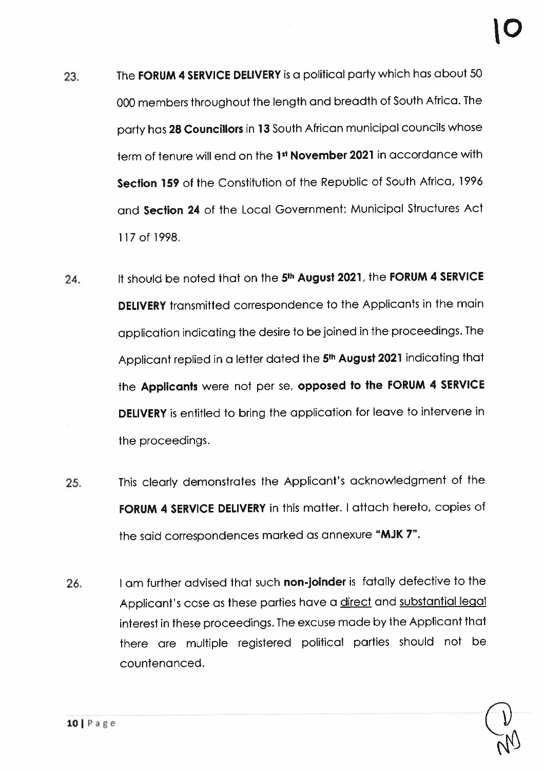23. The **FORUM 4 SERVICE DELIVERY** is a political party which has about 50 000 members throughout the length and breadth of South Africa. The party has **28 Councillors** in **13** South African municipal councils whose term of tenure will end on the **1st November 2021** in accordance with **Section 159** of the Constitution of the Republic of South Africa, 1996 and **Section 24** of the Local Government: Municipal Structures Act 117 of 1998.

24. It should be noted that on the **5th August 2021**, the **FORUM 4 SERVICE DELIVERY** transmitted correspondence to the Applicants in the main application indicating the desire to be joined in the proceedings. The Applicant replied in a letter dated the **5th August 2021** indicating that the **Applicants** were not per se, **opposed to the FORUM 4 SERVICE DELIVERY** is entitled to bring the application for leave to intervene in the proceedings.

25. This clearly demonstrates the Applicant's acknowledgment of the **FORUM 4 SERVICE DELIVERY** in this matter. I attach hereto, copies of the said correspondences marked as annexure **"MJK 7"**.

26. I am further advised that such **non-joinder** is fatally defective to the Applicant's case as these parties have a direct and substantial legal interest in these proceedings. The excuse made by the Applicant that there are multiple registered political parties should not be countenanced.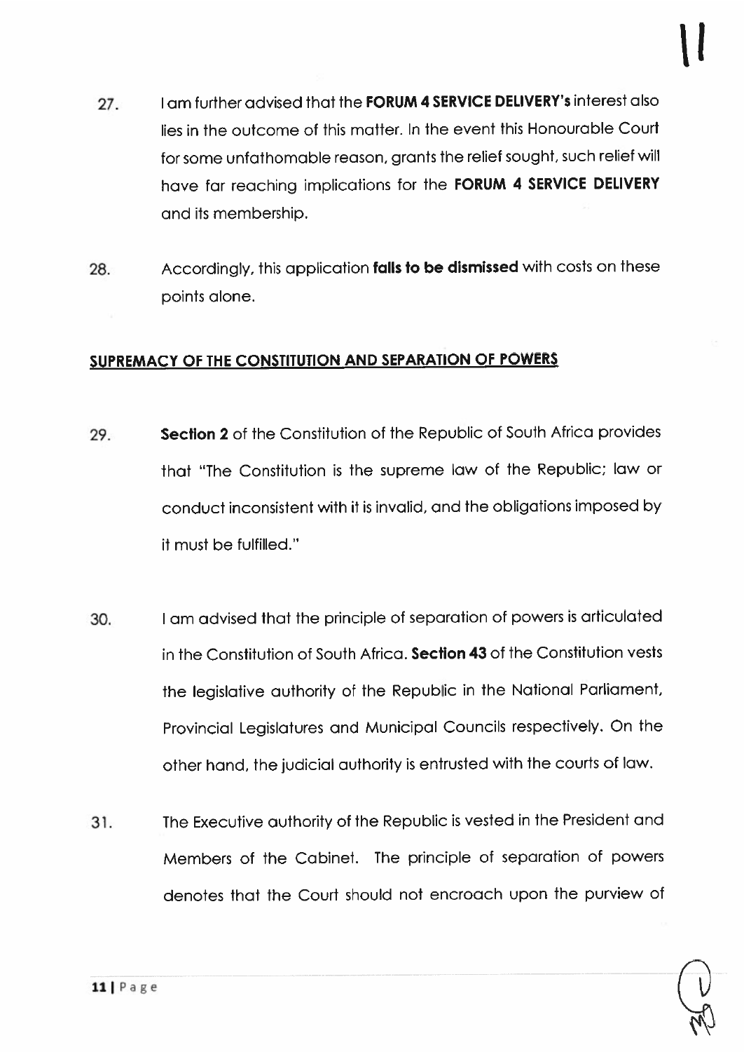27. I am further advised that the **FORUM 4 SERVICE DELIVERY's** interest also lies in the outcome of this matter. In the event this Honourable Court for some unfathomable reason, grants the relief sought, such relief will have far reaching implications for the **FORUM 4 SERVICE DELIVERY** and its membership.

28. Accordingly, this application **falls to be dismissed** with costs on these points alone.

## SUPREMACY OF THE CONSTITUTION AND SEPARATION OF POWERS

29. **Section 2** of the Constitution of the Republic of South Africa provides that "The Constitution is the supreme law of the Republic; law or conduct inconsistent with it is invalid, and the obligations imposed by it must be fulfilled."

30. I am advised that the principle of separation of powers is articulated in the Constitution of South Africa. **Section 43** of the Constitution vests the legislative authority of the Republic in the National Parliament, Provincial Legislatures and Municipal Councils respectively. On the other hand, the judicial authority is entrusted with the courts of law.

31. The Executive authority of the Republic is vested in the President and Members of the Cabinet. The principle of separation of powers denotes that the Court should not encroach upon the purview of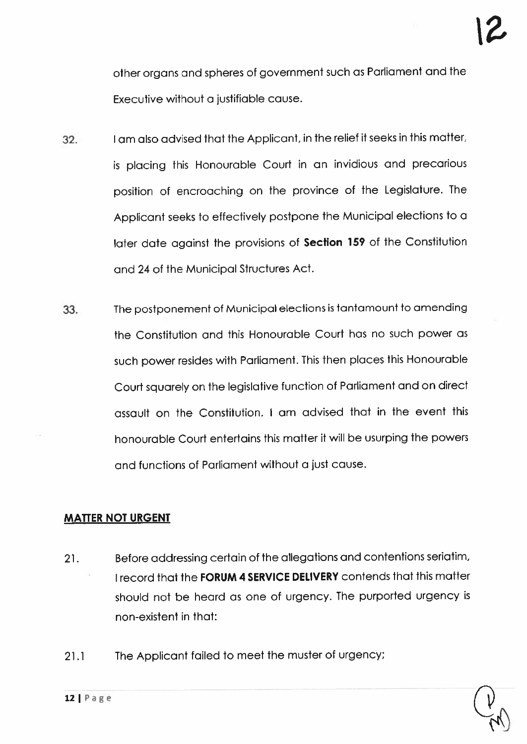other organs and spheres of government such as Parliament and the Executive without a justifiable cause.

32. I am also advised that the Applicant, in the relief it seeks in this matter, is placing this Honourable Court in an invidious and precarious position of encroaching on the province of the Legislature. The Applicant seeks to effectively postpone the Municipal elections to a later date against the provisions of **Section 159** of the Constitution and 24 of the Municipal Structures Act.

33. The postponement of Municipal elections is tantamount to amending the Constitution and this Honourable Court has no such power as such power resides with Parliament. This then places this Honourable Court squarely on the legislative function of Parliament and on direct assault on the Constitution. I am advised that in the event this honourable Court entertains this matter it will be usurping the powers and functions of Parliament without a just cause.

**MATTER NOT URGENT**

21. Before addressing certain of the allegations and contentions seriatim, I record that the **FORUM 4 SERVICE DELIVERY** contends that this matter should not be heard as one of urgency. The purported urgency is non-existent in that:

21.1 The Applicant failed to meet the muster of urgency;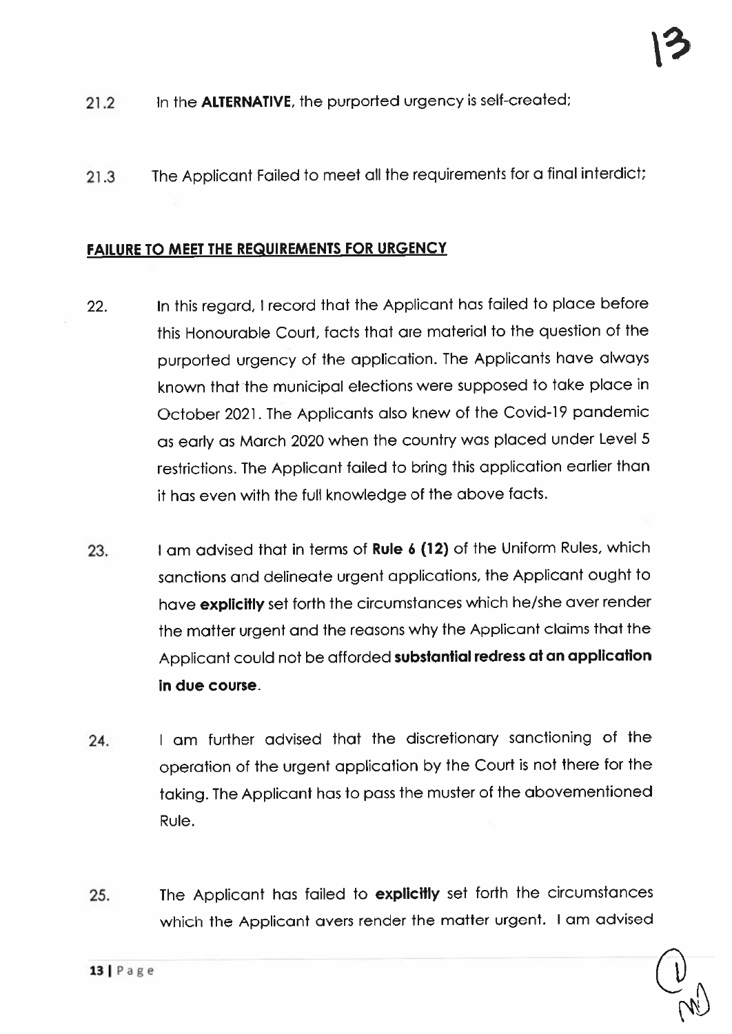21.2 In the **ALTERNATIVE**, the purported urgency is self-created;

21.3 The Applicant Failed to meet all the requirements for a final interdict;

**FAILURE TO MEET THE REQUIREMENTS FOR URGENCY**

22. In this regard, I record that the Applicant has failed to place before this Honourable Court, facts that are material to the question of the purported urgency of the application. The Applicants have always known that the municipal elections were supposed to take place in October 2021. The Applicants also knew of the Covid-19 pandemic as early as March 2020 when the country was placed under Level 5 restrictions. The Applicant failed to bring this application earlier than it has even with the full knowledge of the above facts.

23. I am advised that in terms of **Rule 6 (12)** of the Uniform Rules, which sanctions and delineate urgent applications, the Applicant ought to have **explicitly** set forth the circumstances which he/she aver render the matter urgent and the reasons why the Applicant claims that the Applicant could not be afforded **substantial redress at an application in due course**.

24. I am further advised that the discretionary sanctioning of the operation of the urgent application by the Court is not there for the taking. The Applicant has to pass the muster of the abovementioned Rule.

25. The Applicant has failed to **explicitly** set forth the circumstances which the Applicant avers render the matter urgent. I am advised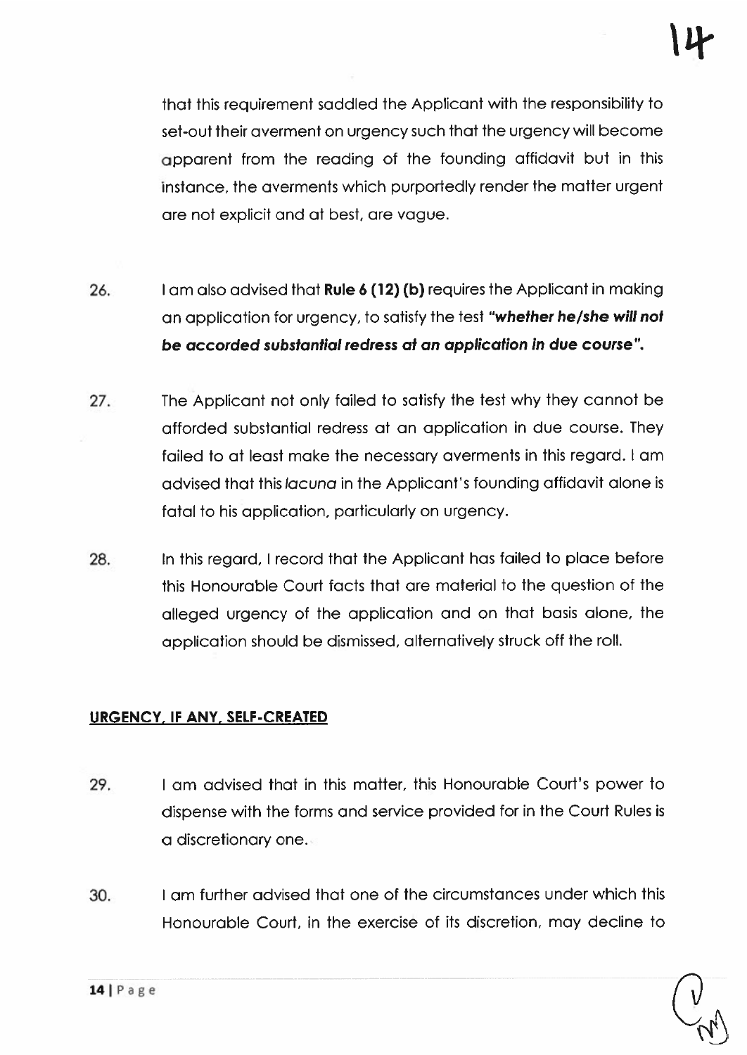that this requirement saddled the Applicant with the responsibility to set-out their averment on urgency such that the urgency will become apparent from the reading of the founding affidavit but in this instance, the averments which purportedly render the matter urgent are not explicit and at best, are vague.

26. I am also advised that **Rule 6 (12) (b)** requires the Applicant in making an application for urgency, to satisfy the test ***"whether he/she will not be accorded substantial redress at an application in due course"***.

27. The Applicant not only failed to satisfy the test why they cannot be afforded substantial redress at an application in due course. They failed to at least make the necessary averments in this regard. I am advised that this *lacuna* in the Applicant's founding affidavit alone is fatal to his application, particularly on urgency.

28. In this regard, I record that the Applicant has failed to place before this Honourable Court facts that are material to the question of the alleged urgency of the application and on that basis alone, the application should be dismissed, alternatively struck off the roll.

**URGENCY, IF ANY, SELF-CREATED**

29. I am advised that in this matter, this Honourable Court's power to dispense with the forms and service provided for in the Court Rules is a discretionary one.

30. I am further advised that one of the circumstances under which this Honourable Court, in the exercise of its discretion, may decline to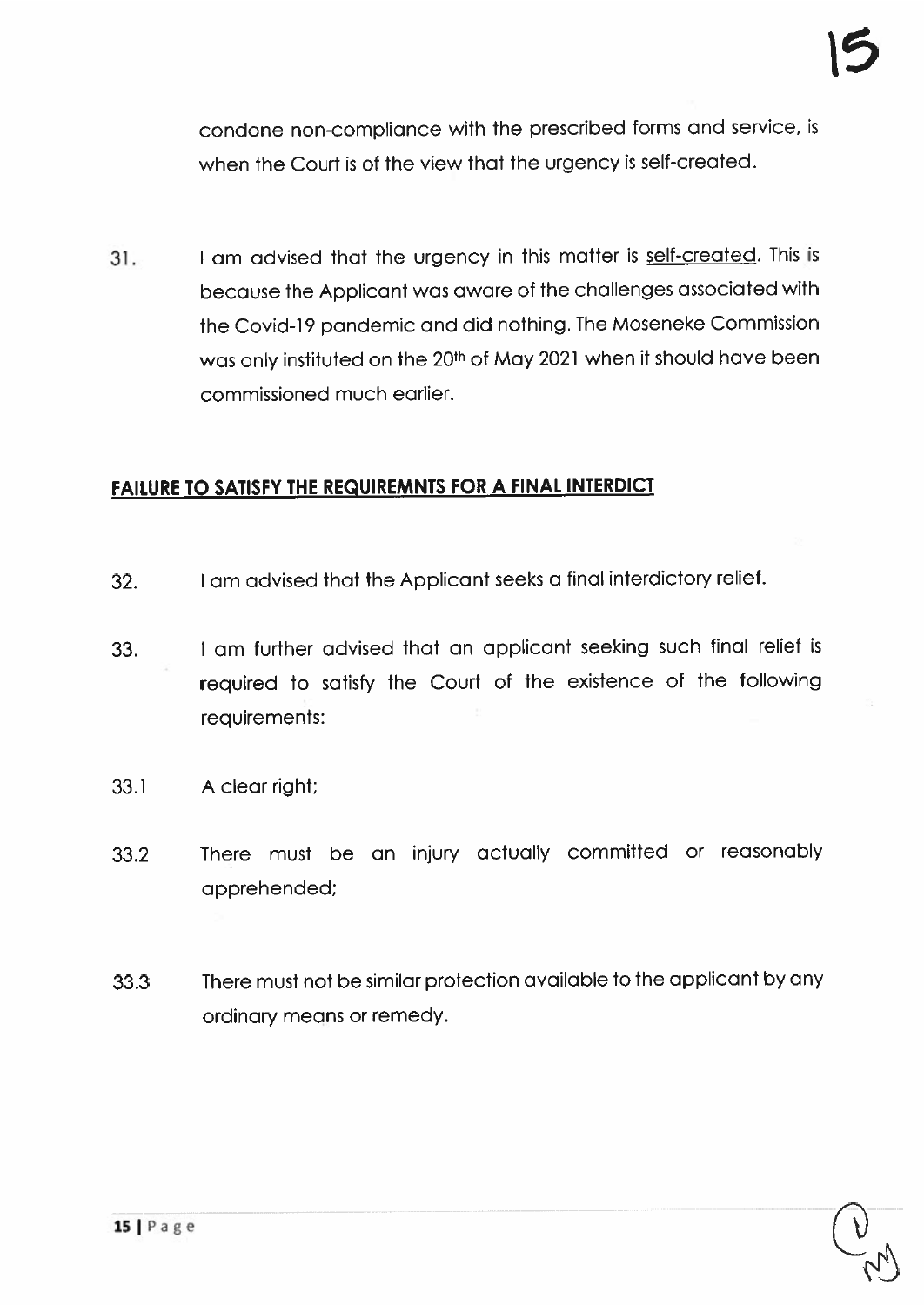condone non-compliance with the prescribed forms and service, is when the Court is of the view that the urgency is self-created.

31. I am advised that the urgency in this matter is <u>self-created</u>. This is because the Applicant was aware of the challenges associated with the Covid-19 pandemic and did nothing. The Moseneke Commission was only instituted on the 20th of May 2021 when it should have been commissioned much earlier.

## FAILURE TO SATISFY THE REQUIREMNTS FOR A FINAL INTERDICT

32. I am advised that the Applicant seeks a final interdictory relief.

33. I am further advised that an applicant seeking such final relief is required to satisfy the Court of the existence of the following requirements:

33.1 A clear right;

33.2 There must be an injury actually committed or reasonably apprehended;

33.3 There must not be similar protection available to the applicant by any ordinary means or remedy.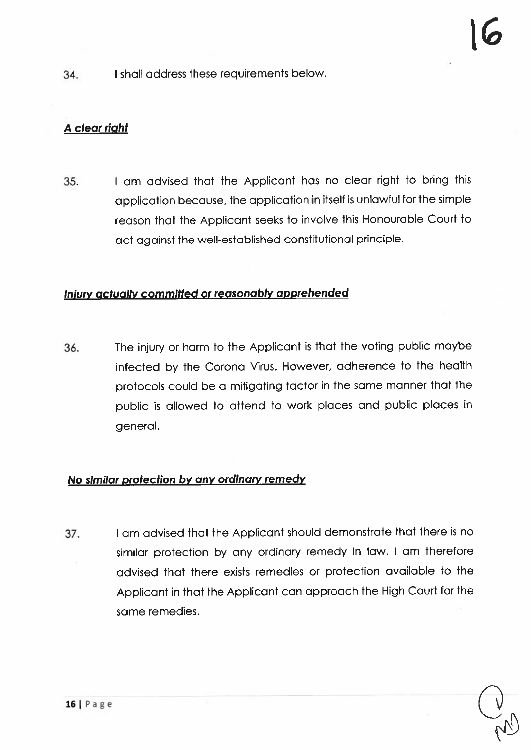34. I shall address these requirements below.

***A clear right***

35. I am advised that the Applicant has no clear right to bring this application because, the application in itself is unlawful for the simple reason that the Applicant seeks to involve this Honourable Court to act against the well-established constitutional principle.

***Injury actually committed or reasonably apprehended***

36. The injury or harm to the Applicant is that the voting public maybe infected by the Corona Virus. However, adherence to the health protocols could be a mitigating factor in the same manner that the public is allowed to attend to work places and public places in general.

***No similar protection by any ordinary remedy***

37. I am advised that the Applicant should demonstrate that there is no similar protection by any ordinary remedy in law. I am therefore advised that there exists remedies or protection available to the Applicant in that the Applicant can approach the High Court for the same remedies.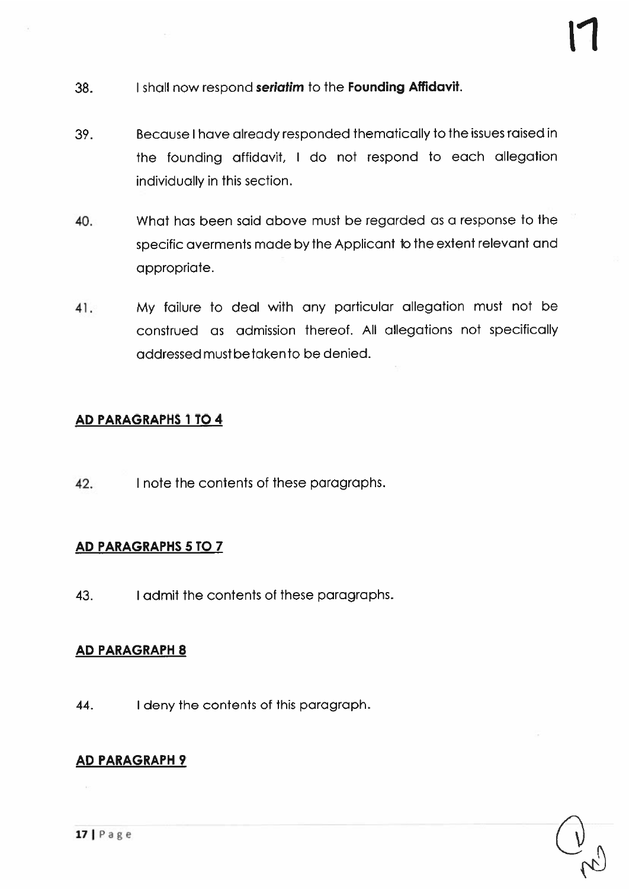38. I shall now respond ***seriatim*** to the **Founding Affidavit**.

39. Because I have already responded thematically to the issues raised in the founding affidavit, I do not respond to each allegation individually in this section.

40. What has been said above must be regarded as a response to the specific averments made by the Applicant to the extent relevant and appropriate.

41. My failure to deal with any particular allegation must not be construed as admission thereof. All allegations not specifically addressed must be taken to be denied.

**AD PARAGRAPHS 1 TO 4**

42. I note the contents of these paragraphs.

**AD PARAGRAPHS 5 TO 7**

43. I admit the contents of these paragraphs.

**AD PARAGRAPH 8**

44. I deny the contents of this paragraph.

**AD PARAGRAPH 9**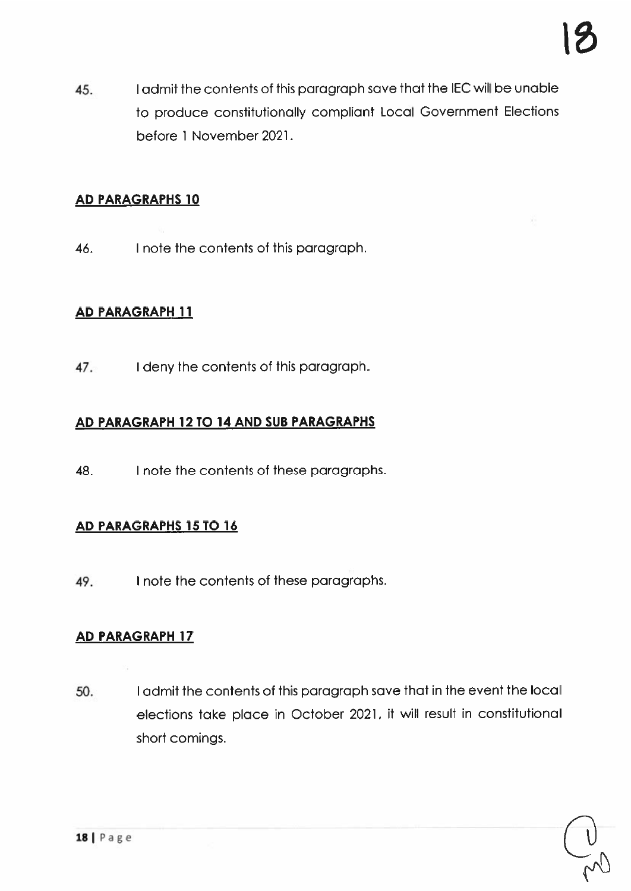45. I admit the contents of this paragraph save that the IEC will be unable to produce constitutionally compliant Local Government Elections before 1 November 2021.

**AD PARAGRAPHS 10**

46. I note the contents of this paragraph.

**AD PARAGRAPH 11**

47. I deny the contents of this paragraph.

**AD PARAGRAPH 12 TO 14 AND SUB PARAGRAPHS**

48. I note the contents of these paragraphs.

**AD PARAGRAPHS 15 TO 16**

49. I note the contents of these paragraphs.

**AD PARAGRAPH 17**

50. I admit the contents of this paragraph save that in the event the local elections take place in October 2021, it will result in constitutional short comings.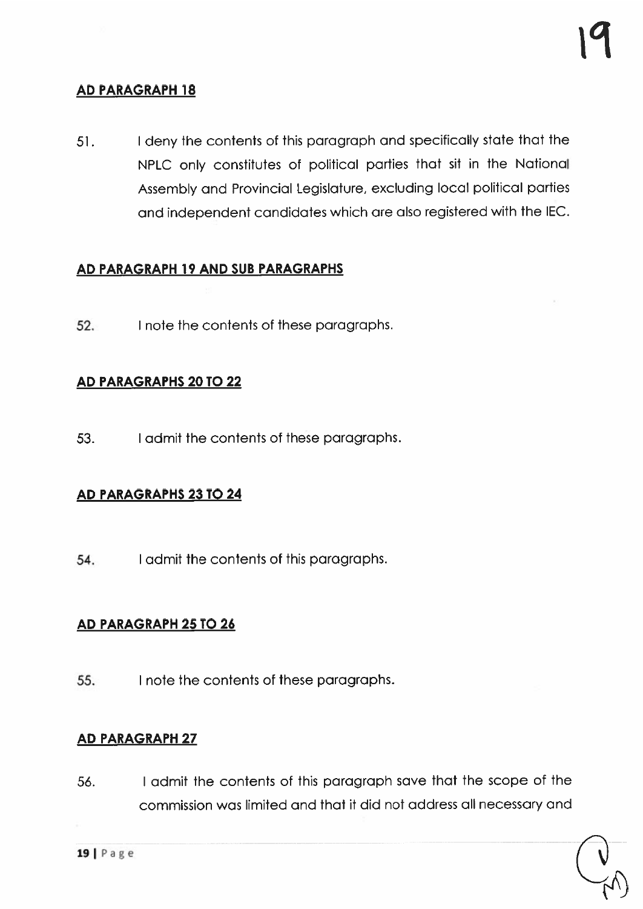**AD PARAGRAPH 18**

51. I deny the contents of this paragraph and specifically state that the NPLC only constitutes of political parties that sit in the National Assembly and Provincial Legislature, excluding local political parties and independent candidates which are also registered with the IEC.

**AD PARAGRAPH 19 AND SUB PARAGRAPHS**

52. I note the contents of these paragraphs.

**AD PARAGRAPHS 20 TO 22**

53. I admit the contents of these paragraphs.

**AD PARAGRAPHS 23 TO 24**

54. I admit the contents of this paragraphs.

**AD PARAGRAPH 25 TO 26**

55. I note the contents of these paragraphs.

**AD PARAGRAPH 27**

56. I admit the contents of this paragraph save that the scope of the commission was limited and that it did not address all necessary and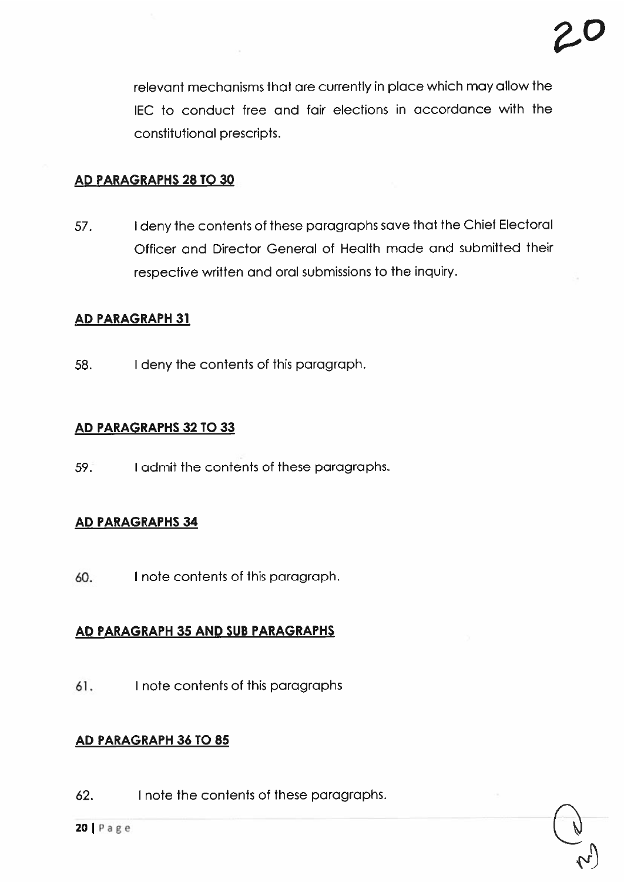relevant mechanisms that are currently in place which may allow the IEC to conduct free and fair elections in accordance with the constitutional prescripts.

**AD PARAGRAPHS 28 TO 30**

57. I deny the contents of these paragraphs save that the Chief Electoral Officer and Director General of Health made and submitted their respective written and oral submissions to the inquiry.

**AD PARAGRAPH 31**

58. I deny the contents of this paragraph.

**AD PARAGRAPHS 32 TO 33**

59. I admit the contents of these paragraphs.

**AD PARAGRAPHS 34**

60. I note contents of this paragraph.

**AD PARAGRAPH 35 AND SUB PARAGRAPHS**

61. I note contents of this paragraphs

**AD PARAGRAPH 36 TO 85**

62. I note the contents of these paragraphs.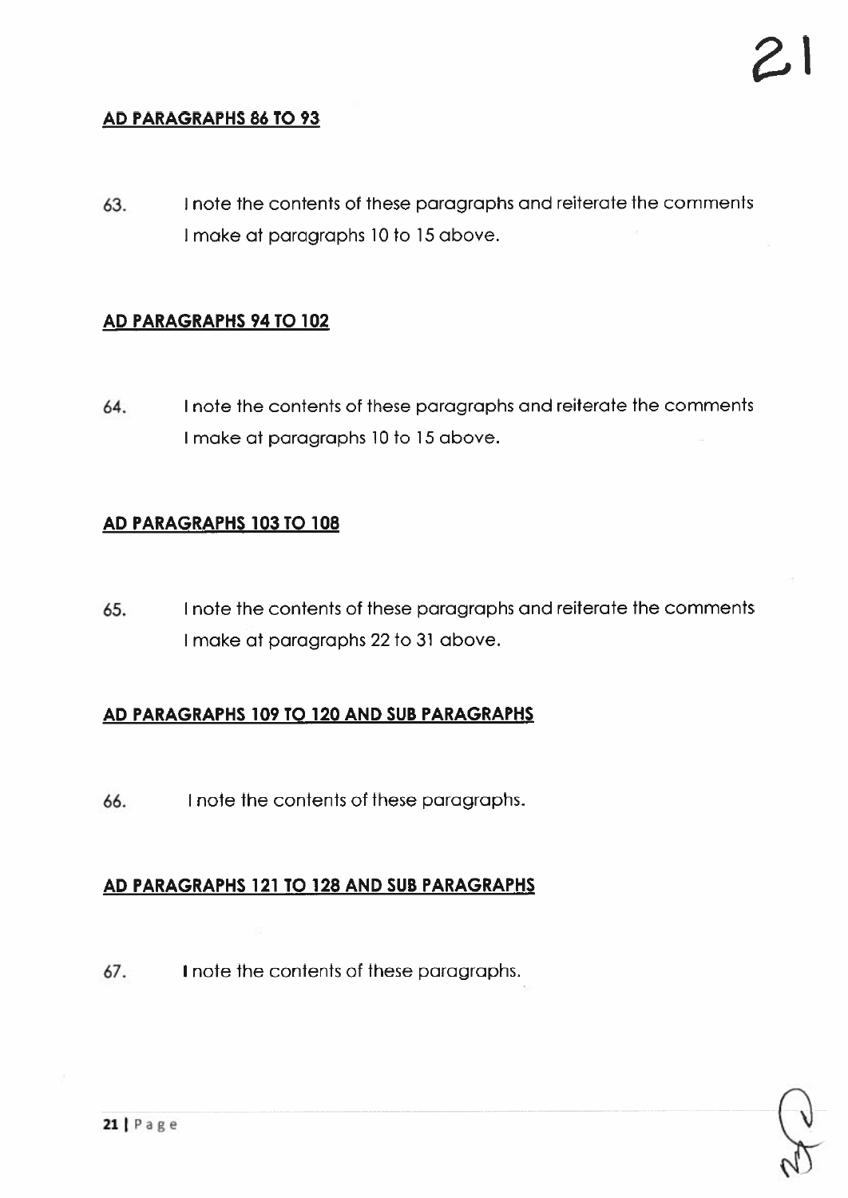**AD PARAGRAPHS 86 TO 93**

63. I note the contents of these paragraphs and reiterate the comments I make at paragraphs 10 to 15 above.

**AD PARAGRAPHS 94 TO 102**

64. I note the contents of these paragraphs and reiterate the comments I make at paragraphs 10 to 15 above.

**AD PARAGRAPHS 103 TO 108**

65. I note the contents of these paragraphs and reiterate the comments I make at paragraphs 22 to 31 above.

**AD PARAGRAPHS 109 TO 120 AND SUB PARAGRAPHS**

66. I note the contents of these paragraphs.

**AD PARAGRAPHS 121 TO 128 AND SUB PARAGRAPHS**

67. I note the contents of these paragraphs.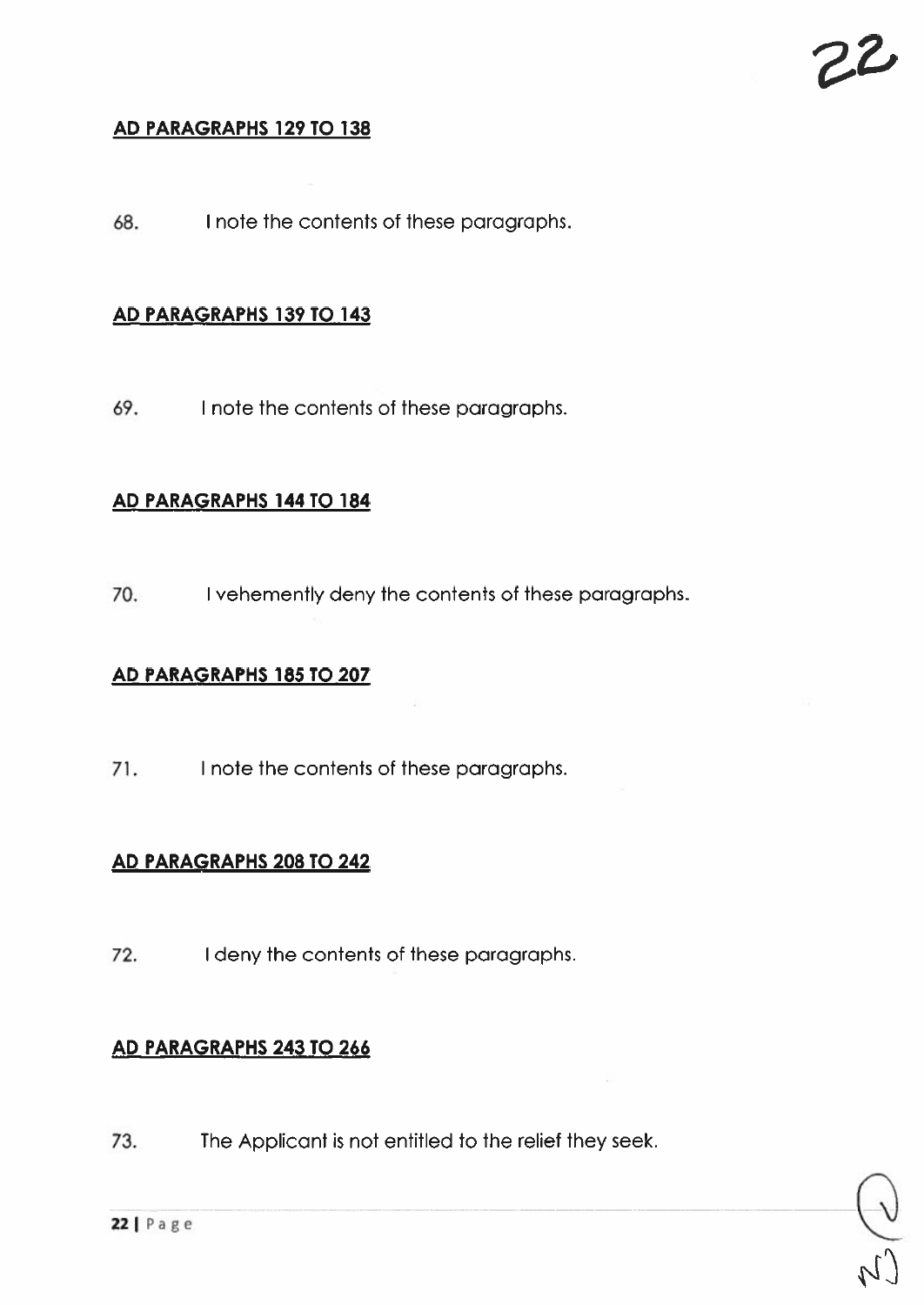**AD PARAGRAPHS 129 TO 138**

68. I note the contents of these paragraphs.

**AD PARAGRAPHS 139 TO 143**

69. I note the contents of these paragraphs.

**AD PARAGRAPHS 144 TO 184**

70. I vehemently deny the contents of these paragraphs.

**AD PARAGRAPHS 185 TO 207**

71. I note the contents of these paragraphs.

**AD PARAGRAPHS 208 TO 242**

72. I deny the contents of these paragraphs.

**AD PARAGRAPHS 243 TO 266**

73. The Applicant is not entitled to the relief they seek.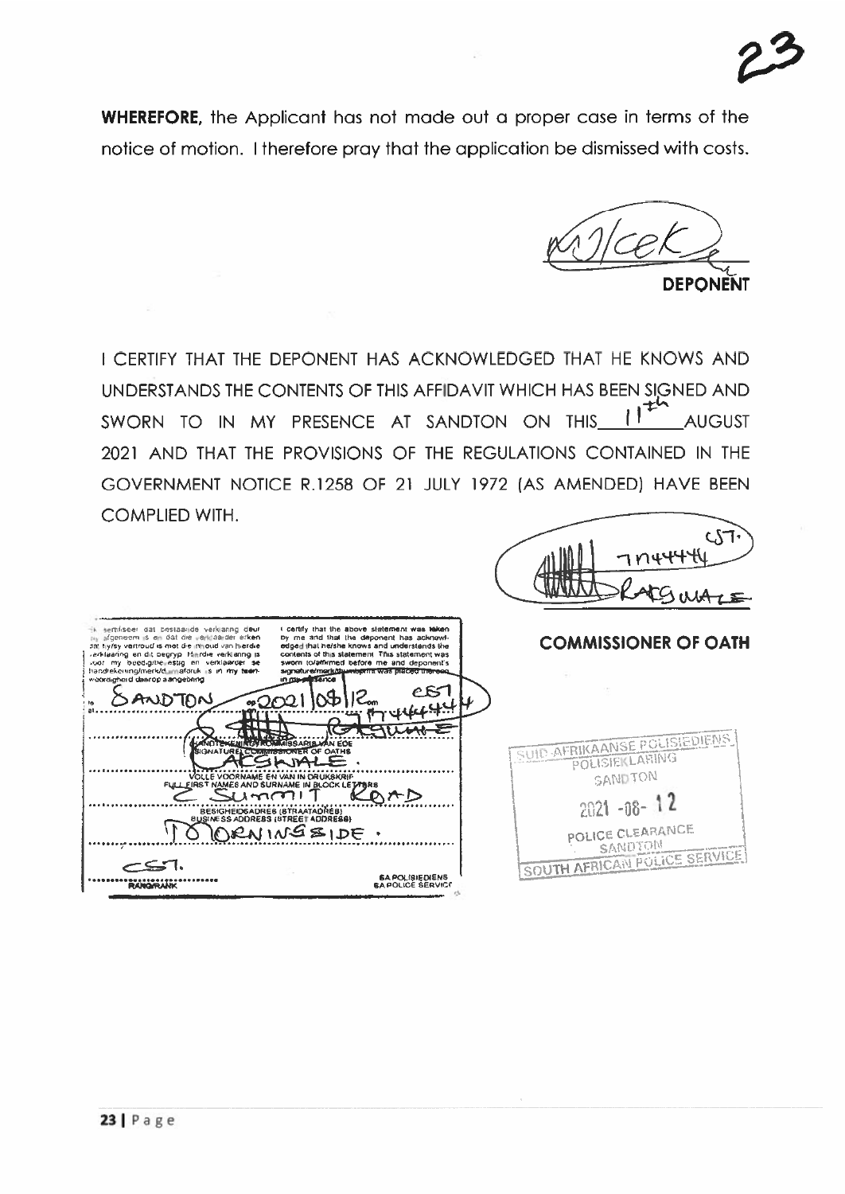**WHEREFORE,** the Applicant has not made out a proper case in terms of the notice of motion. I therefore pray that the application be dismissed with costs.

**DEPONENT**

I CERTIFY THAT THE DEPONENT HAS ACKNOWLEDGED THAT HE KNOWS AND UNDERSTANDS THE CONTENTS OF THIS AFFIDAVIT WHICH HAS BEEN SIGNED AND SWORN TO IN MY PRESENCE AT SANDTON ON THIS 11th AUGUST 2021 AND THAT THE PROVISIONS OF THE REGULATIONS CONTAINED IN THE GOVERNMENT NOTICE R.1258 OF 21 JULY 1972 (AS AMENDED) HAVE BEEN COMPLIED WITH.

CST. 7144444 RATGWALE

**COMMISSIONER OF OATH**

Ek sertifiseer dat bostaande verklaring deur my afgeneem is en dat die verklaarder erken dat hy/sy vertroud is met die inhoud van hierdie verklaring en dit begryp. Hierdie verklaring is voor my beedig/bevestig en verklaarder se handtekening/merk/duimafdruk is in my teenwoordigheid daarop aangebring.

I certify that the above statement was taken by me and that the deponent has acknowledged that he/she knows and understands the contents of this statement. This statement was sworn to/affirmed before me and deponent's signature/mark/thumbprint was placed thereon in my presence.

te / at SANDTON op / on 2021/08/12

CST 7144444

RATGWALE

HANDTEKENING KOMMISSARIS VAN EDE / SIGNATURE COMMISSIONER OF OATHS

RATGWALE

VOLLE VOORNAME EN VAN IN DRUKSKRIF / FULL FIRST NAMES AND SURNAME IN BLOCK LETTERS

2 SUMMIT ROAD MORNINGSIDE

BESIGHEIDSADRES (STRAATADRES) / BUSINESS ADDRESS (STREET ADDRESS)

CST. RANG/RANK

SA POLISIEDIENS / SA POLICE SERVICE

SUID-AFRIKAANSE POLISIEDIENS
POLISIEKLARING
SANDTON
2021 -08- 12
POLICE CLEARANCE
SANDTON
SOUTH AFRICAN POLICE SERVICE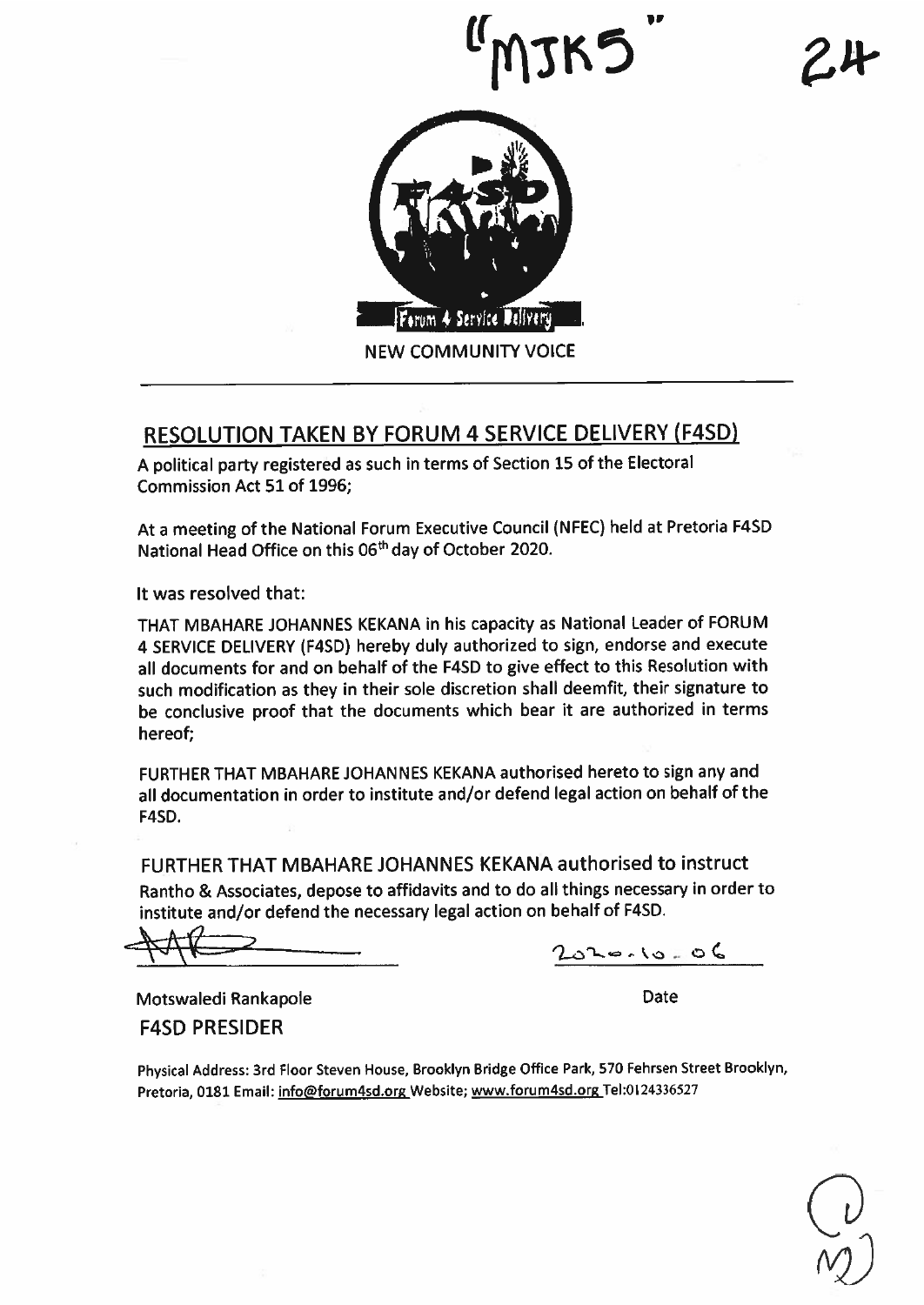"MJK5"

24

Forum 4 Service Delivery

NEW COMMUNITY VOICE

## RESOLUTION TAKEN BY FORUM 4 SERVICE DELIVERY (F4SD)

A political party registered as such in terms of Section 15 of the Electoral Commission Act 51 of 1996;

At a meeting of the National Forum Executive Council (NFEC) held at Pretoria F4SD National Head Office on this 06th day of October 2020.

It was resolved that:

THAT MBAHARE JOHANNES KEKANA in his capacity as National Leader of FORUM 4 SERVICE DELIVERY (F4SD) hereby duly authorized to sign, endorse and execute all documents for and on behalf of the F4SD to give effect to this Resolution with such modification as they in their sole discretion shall deemfit, their signature to be conclusive proof that the documents which bear it are authorized in terms hereof;

FURTHER THAT MBAHARE JOHANNES KEKANA authorised hereto to sign any and all documentation in order to institute and/or defend legal action on behalf of the F4SD.

FURTHER THAT MBAHARE JOHANNES KEKANA authorised to instruct Rantho & Associates, depose to affidavits and to do all things necessary in order to institute and/or defend the necessary legal action on behalf of F4SD.

_______________ 2020.10.06

Motswaledi Rankapole — Date

F4SD PRESIDER

Physical Address: 3rd Floor Steven House, Brooklyn Bridge Office Park, 570 Fehrsen Street Brooklyn, Pretoria, 0181 Email: info@forum4sd.org Website; www.forum4sd.org Tel:0124336527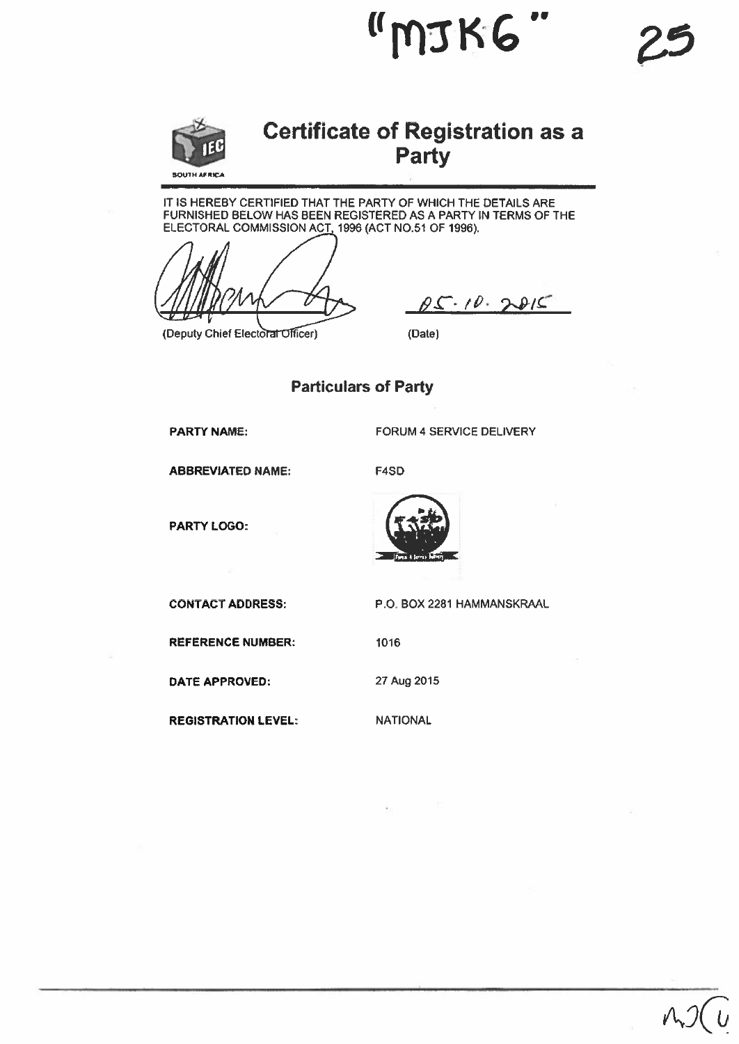"MJK6"

# Certificate of Registration as a Party

SOUTH AFRICA

IT IS HEREBY CERTIFIED THAT THE PARTY OF WHICH THE DETAILS ARE FURNISHED BELOW HAS BEEN REGISTERED AS A PARTY IN TERMS OF THE ELECTORAL COMMISSION ACT, 1996 (ACT NO.51 OF 1996).

(Deputy Chief Electoral Officer) 05.10.2015 (Date)

## Particulars of Party

**PARTY NAME:** FORUM 4 SERVICE DELIVERY

**ABBREVIATED NAME:** F4SD

**PARTY LOGO:**

**CONTACT ADDRESS:** P.O. BOX 2281 HAMMANSKRAAL

**REFERENCE NUMBER:** 1016

**DATE APPROVED:** 27 Aug 2015

**REGISTRATION LEVEL:** NATIONAL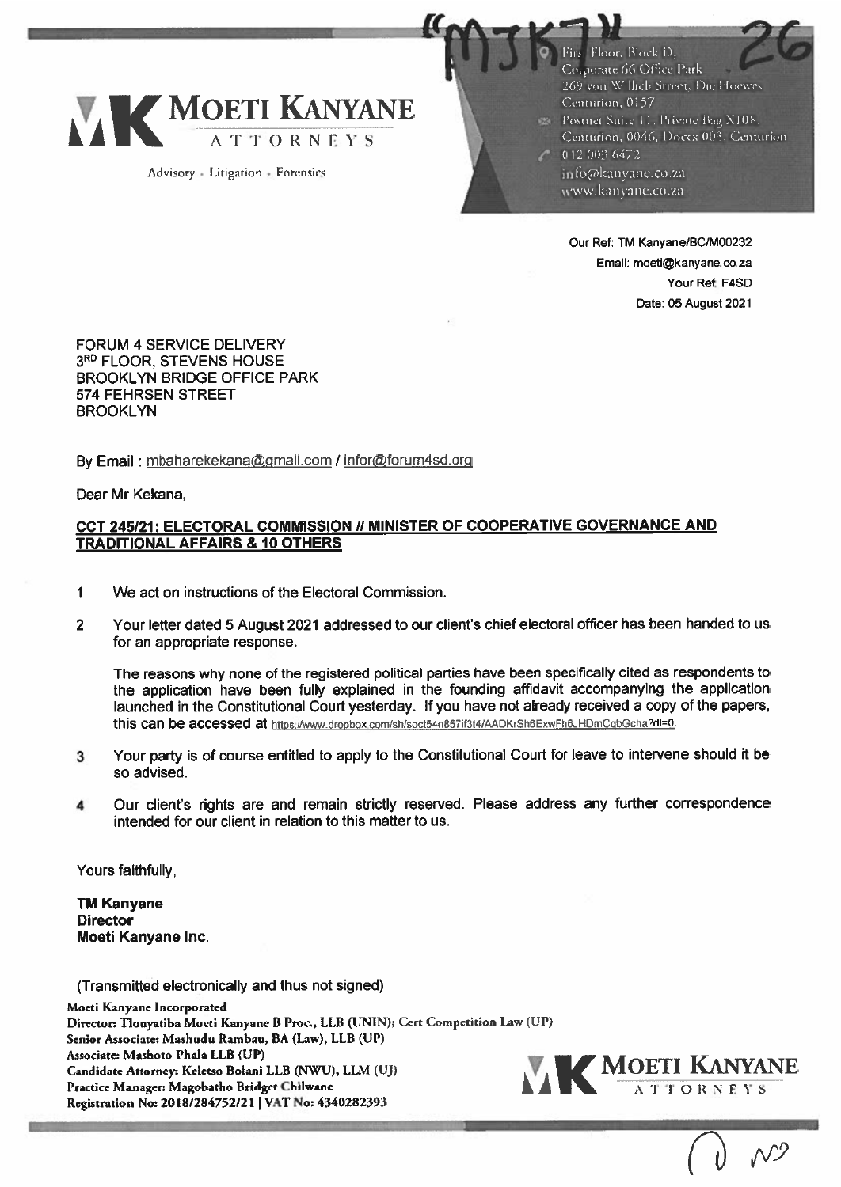"MJK7" 26

**MOETI KANYANE**
ATTORNEYS

Advisory - Litigation - Forensics

First Floor, Block D,
Corporate 66 Office Park
269 von Willich Street, Die Hoewes
Centurion, 0157
Postnet Suite 11, Private Bag X108,
Centurion, 0046, Docex 003, Centurion
012 003 6472
info@kanyane.co.za
www.kanyane.co.za

Our Ref: TM Kanyane/BC/M00232
Email: moeti@kanyane.co.za
Your Ref: F4SD
Date: 05 August 2021

FORUM 4 SERVICE DELIVERY
3RD FLOOR, STEVENS HOUSE
BROOKLYN BRIDGE OFFICE PARK
574 FEHRSEN STREET
BROOKLYN

By Email : mbaharekekana@gmail.com / infor@forum4sd.org

Dear Mr Kekana,

**CCT 245/21: ELECTORAL COMMISSION // MINISTER OF COOPERATIVE GOVERNANCE AND TRADITIONAL AFFAIRS & 10 OTHERS**

1 We act on instructions of the Electoral Commission.

2 Your letter dated 5 August 2021 addressed to our client's chief electoral officer has been handed to us for an appropriate response.

The reasons why none of the registered political parties have been specifically cited as respondents to the application have been fully explained in the founding affidavit accompanying the application launched in the Constitutional Court yesterday. If you have not already received a copy of the papers, this can be accessed at https://www.dropbox.com/sh/soct54n857if3t4/AADKrSh6ExwFh6JHDmCqbGcha?dl=0.

3 Your party is of course entitled to apply to the Constitutional Court for leave to intervene should it be so advised.

4 Our client's rights are and remain strictly reserved. Please address any further correspondence intended for our client in relation to this matter to us.

Yours faithfully,

**TM Kanyane**
**Director**
**Moeti Kanyane Inc.**

(Transmitted electronically and thus not signed)

**Moeti Kanyane Incorporated**
**Director: Tlouyatiba Moeti Kanyane B Proc., LLB (UNIN); Cert Competition Law (UP)**
**Senior Associate: Mashudu Rambau, BA (Law), LLB (UP)**
**Associate: Mashoto Phala LLB (UP)**
**Candidate Attorney: Keletso Bolani LLB (NWU), LLM (UJ)**
**Practice Manager: Magobatho Bridget Chilwane**
**Registration No: 2018/284752/21 | VAT No: 4340282393**

**MOETI KANYANE**
ATTORNEYS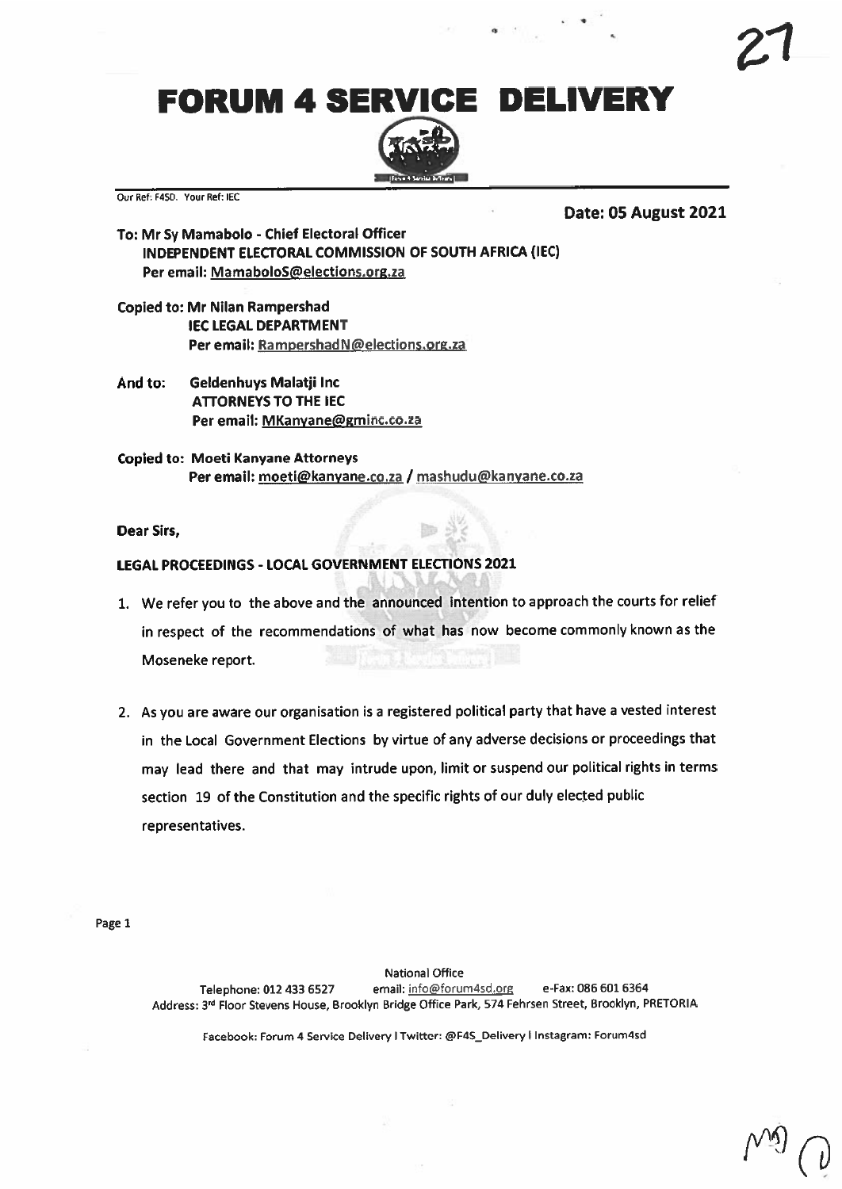# FORUM 4 SERVICE DELIVERY

Our Ref: F4SD. Your Ref: IEC

**Date: 05 August 2021**

**To: Mr Sy Mamabolo - Chief Electoral Officer**
**INDEPENDENT ELECTORAL COMMISSION OF SOUTH AFRICA (IEC)**
**Per email: MamaboloS@elections.org.za**

**Copied to: Mr Nilan Rampershad**
**IEC LEGAL DEPARTMENT**
**Per email: RampershadN@elections.org.za**

**And to: Geldenhuys Malatji Inc**
**ATTORNEYS TO THE IEC**
**Per email: MKanyane@gminc.co.za**

**Copied to: Moeti Kanyane Attorneys**
**Per email: moeti@kanyane.co.za / mashudu@kanyane.co.za**

**Dear Sirs,**

**LEGAL PROCEEDINGS - LOCAL GOVERNMENT ELECTIONS 2021**

1. We refer you to the above and the announced intention to approach the courts for relief in respect of the recommendations of what has now become commonly known as the Moseneke report.

2. As you are aware our organisation is a registered political party that have a vested interest in the Local Government Elections by virtue of any adverse decisions or proceedings that may lead there and that may intrude upon, limit or suspend our political rights in terms section 19 of the Constitution and the specific rights of our duly elected public representatives.

National Office
Telephone: 012 433 6527 email: info@forum4sd.org e-Fax: 086 601 6364
Address: 3rd Floor Stevens House, Brooklyn Bridge Office Park, 574 Fehrsen Street, Brooklyn, PRETORIA

Facebook: Forum 4 Service Delivery | Twitter: @F4S_Delivery | Instagram: Forum4sd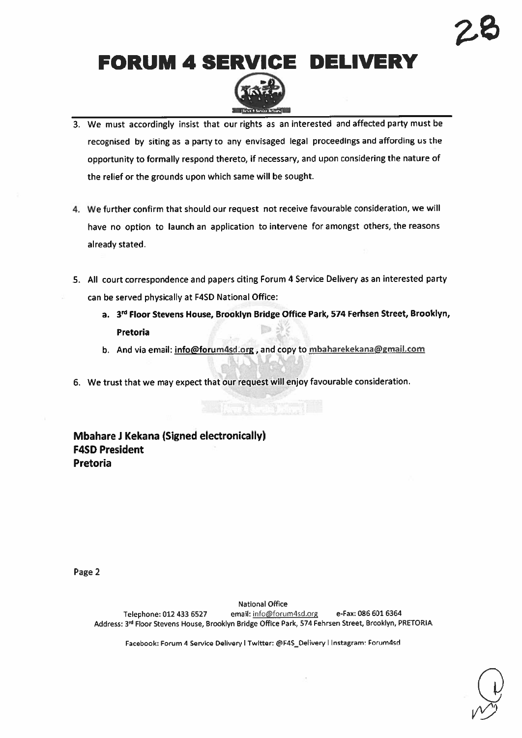# FORUM 4 SERVICE DELIVERY

3. We must accordingly insist that our rights as an interested and affected party must be recognised by siting as a party to any envisaged legal proceedings and affording us the opportunity to formally respond thereto, if necessary, and upon considering the nature of the relief or the grounds upon which same will be sought.

4. We further confirm that should our request not receive favourable consideration, we will have no option to launch an application to intervene for amongst others, the reasons already stated.

5. All court correspondence and papers citing Forum 4 Service Delivery as an interested party can be served physically at F4SD National Office:
   a. **3rd Floor Stevens House, Brooklyn Bridge Office Park, 574 Ferhsen Street, Brooklyn, Pretoria**
   b. And via email: **info@forum4sd.org**, and copy to mbaharekekana@gmail.com

6. We trust that we may expect that our request will enjoy favourable consideration.

**Mbahare J Kekana (Signed electronically)**
**F4SD President**
**Pretoria**

National Office
Telephone: 012 433 6527 email: info@forum4sd.org e-Fax: 086 601 6364
Address: 3rd Floor Stevens House, Brooklyn Bridge Office Park, 574 Fehrsen Street, Brooklyn, PRETORIA

Facebook: Forum 4 Service Delivery | Twitter: @F4S_Delivery | Instagram: Forum4sd